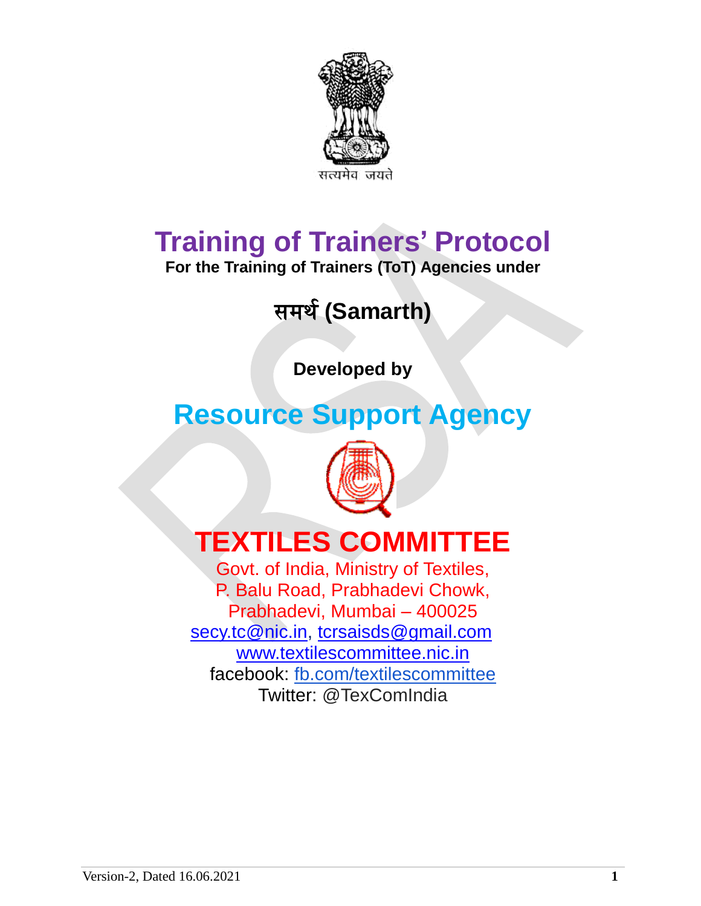सत्यमेव जयते

# Training of Trainers' Protocol

**For the Training of Trainers (ToT) Agencies under**

## समर्थ (Samarth)

**Developed by**

## Resource Support Agency

# TEXTILES COMMITTEE

Govt. of India, Ministry of Textiles,
P. Balu Road, Prabhadevi Chowk,
Prabhadevi, Mumbai – 400025
secy.tc@nic.in, tcrsaisds@gmail.com
www.textilescommittee.nic.in
facebook: fb.com/textilescommittee
Twitter: @TexComIndia

Version-2, Dated 16.06.2021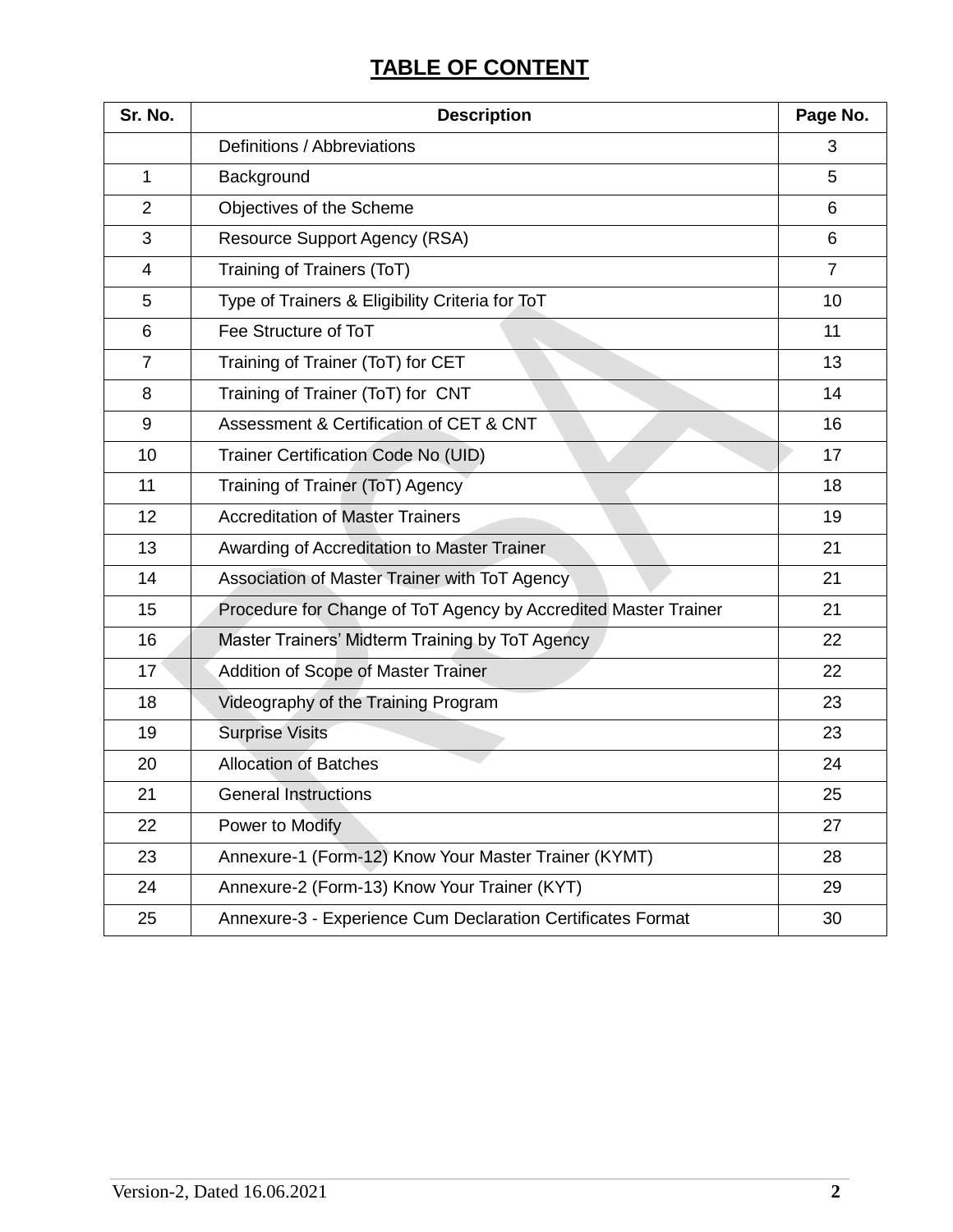# TABLE OF CONTENT

| Sr. No. | Description | Page No. |
|---|---|---|
| | Definitions / Abbreviations | 3 |
| 1 | Background | 5 |
| 2 | Objectives of the Scheme | 6 |
| 3 | Resource Support Agency (RSA) | 6 |
| 4 | Training of Trainers (ToT) | 7 |
| 5 | Type of Trainers & Eligibility Criteria for ToT | 10 |
| 6 | Fee Structure of ToT | 11 |
| 7 | Training of Trainer (ToT) for CET | 13 |
| 8 | Training of Trainer (ToT) for CNT | 14 |
| 9 | Assessment & Certification of CET & CNT | 16 |
| 10 | Trainer Certification Code No (UID) | 17 |
| 11 | Training of Trainer (ToT) Agency | 18 |
| 12 | Accreditation of Master Trainers | 19 |
| 13 | Awarding of Accreditation to Master Trainer | 21 |
| 14 | Association of Master Trainer with ToT Agency | 21 |
| 15 | Procedure for Change of ToT Agency by Accredited Master Trainer | 21 |
| 16 | Master Trainers' Midterm Training by ToT Agency | 22 |
| 17 | Addition of Scope of Master Trainer | 22 |
| 18 | Videography of the Training Program | 23 |
| 19 | Surprise Visits | 23 |
| 20 | Allocation of Batches | 24 |
| 21 | General Instructions | 25 |
| 22 | Power to Modify | 27 |
| 23 | Annexure-1 (Form-12) Know Your Master Trainer (KYMT) | 28 |
| 24 | Annexure-2 (Form-13) Know Your Trainer (KYT) | 29 |
| 25 | Annexure-3 - Experience Cum Declaration Certificates Format | 30 |

Version-2, Dated 16.06.2021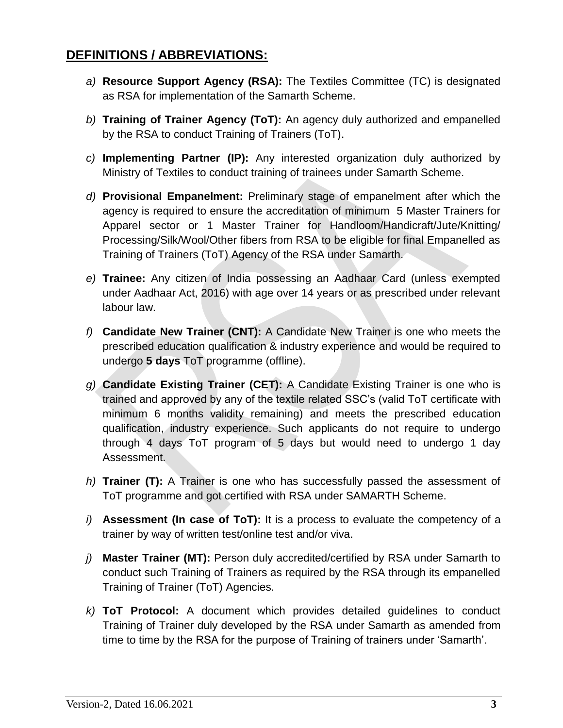## DEFINITIONS / ABBREVIATIONS:

*a)* **Resource Support Agency (RSA):** The Textiles Committee (TC) is designated as RSA for implementation of the Samarth Scheme.

*b)* **Training of Trainer Agency (ToT):** An agency duly authorized and empanelled by the RSA to conduct Training of Trainers (ToT).

*c)* **Implementing Partner (IP):** Any interested organization duly authorized by Ministry of Textiles to conduct training of trainees under Samarth Scheme.

*d)* **Provisional Empanelment:** Preliminary stage of empanelment after which the agency is required to ensure the accreditation of minimum 5 Master Trainers for Apparel sector or 1 Master Trainer for Handloom/Handicraft/Jute/Knitting/ Processing/Silk/Wool/Other fibers from RSA to be eligible for final Empanelled as Training of Trainers (ToT) Agency of the RSA under Samarth.

*e)* **Trainee:** Any citizen of India possessing an Aadhaar Card (unless exempted under Aadhaar Act, 2016) with age over 14 years or as prescribed under relevant labour law.

*f)* **Candidate New Trainer (CNT):** A Candidate New Trainer is one who meets the prescribed education qualification & industry experience and would be required to undergo **5 days** ToT programme (offline).

*g)* **Candidate Existing Trainer (CET):** A Candidate Existing Trainer is one who is trained and approved by any of the textile related SSC's (valid ToT certificate with minimum 6 months validity remaining) and meets the prescribed education qualification, industry experience. Such applicants do not require to undergo through 4 days ToT program of 5 days but would need to undergo 1 day Assessment.

*h)* **Trainer (T):** A Trainer is one who has successfully passed the assessment of ToT programme and got certified with RSA under SAMARTH Scheme.

*i)* **Assessment (In case of ToT):** It is a process to evaluate the competency of a trainer by way of written test/online test and/or viva.

*j)* **Master Trainer (MT):** Person duly accredited/certified by RSA under Samarth to conduct such Training of Trainers as required by the RSA through its empanelled Training of Trainer (ToT) Agencies.

*k)* **ToT Protocol:** A document which provides detailed guidelines to conduct Training of Trainer duly developed by the RSA under Samarth as amended from time to time by the RSA for the purpose of Training of trainers under 'Samarth'.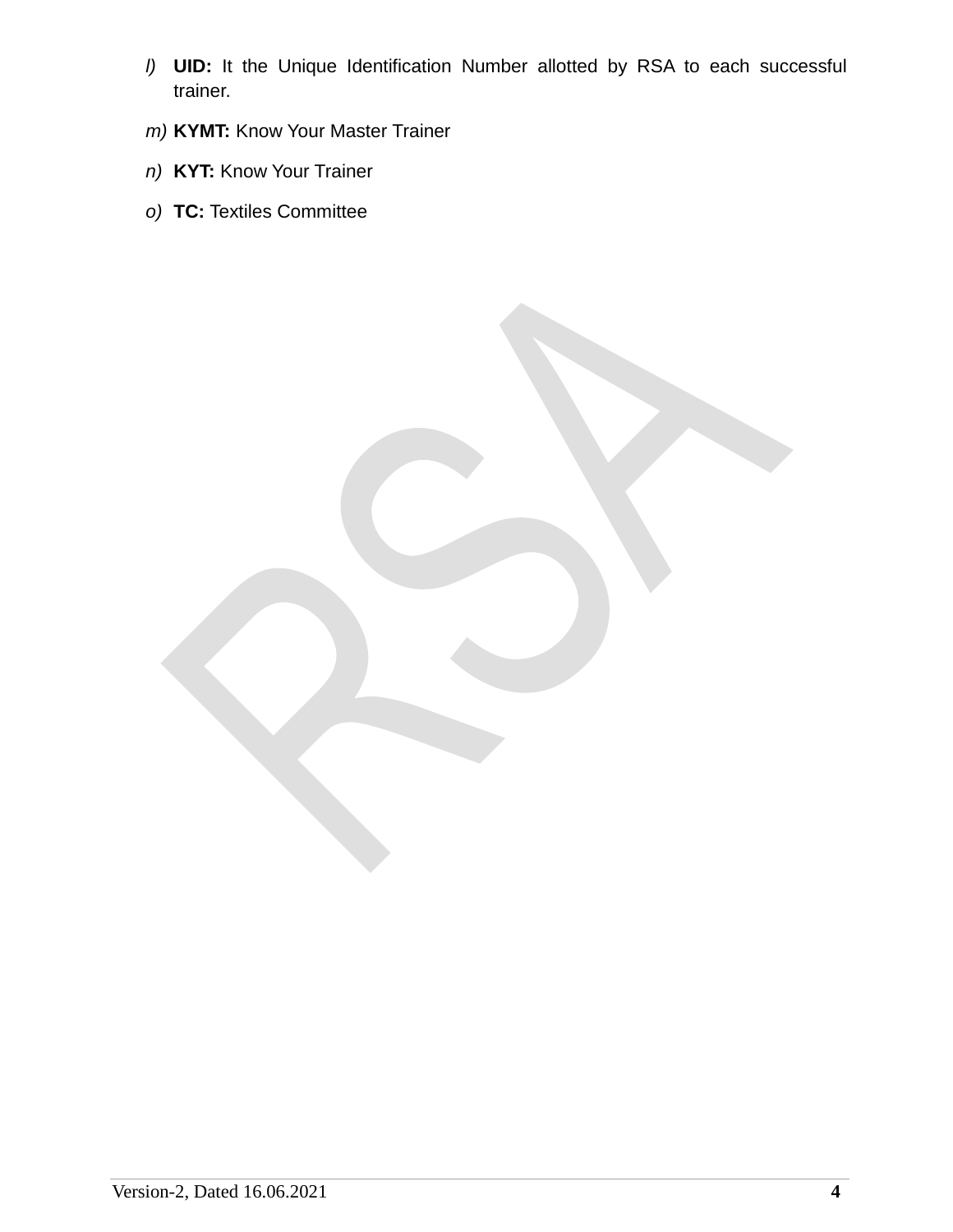l) **UID:** It the Unique Identification Number allotted by RSA to each successful trainer.

m) **KYMT:** Know Your Master Trainer

n) **KYT:** Know Your Trainer

o) **TC:** Textiles Committee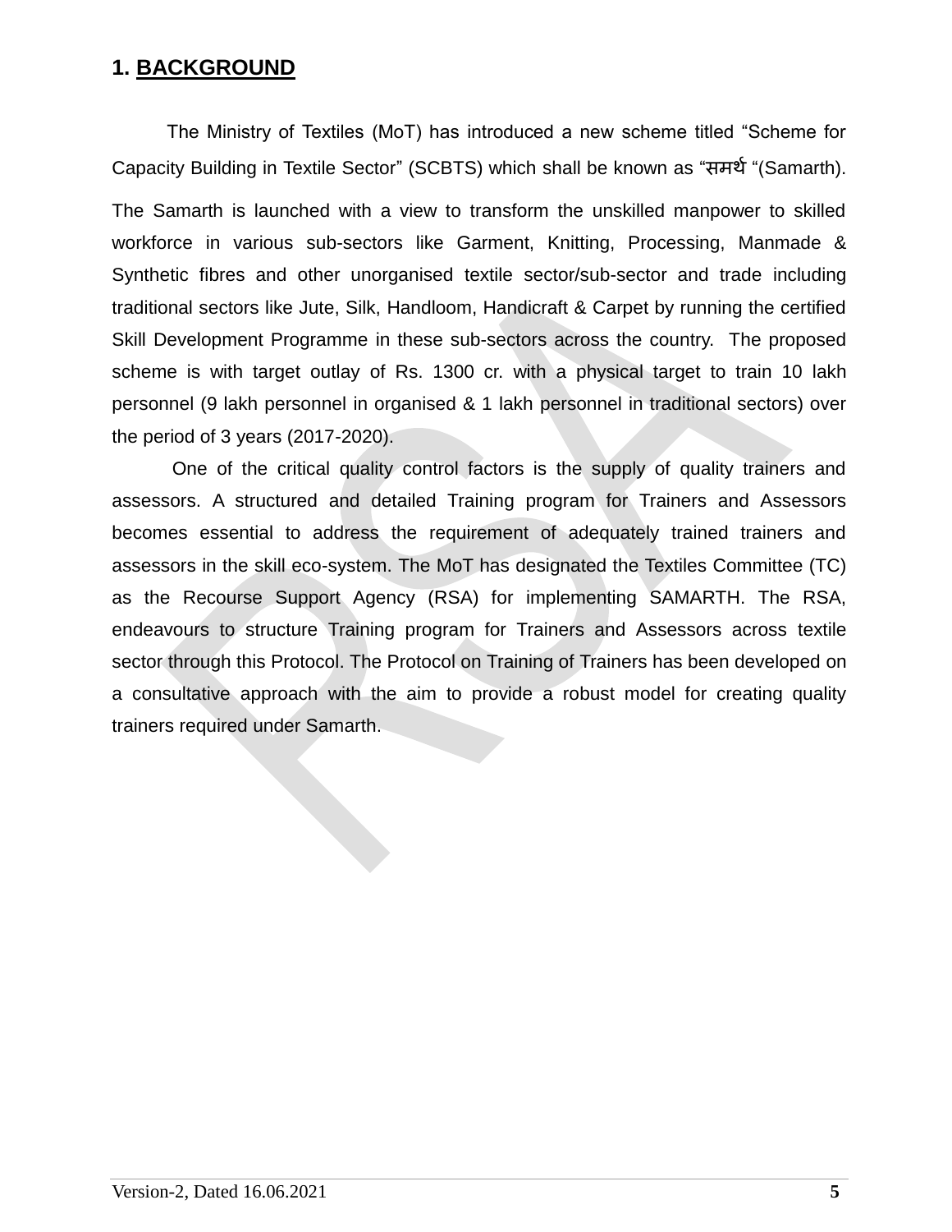# 1. BACKGROUND

The Ministry of Textiles (MoT) has introduced a new scheme titled "Scheme for Capacity Building in Textile Sector" (SCBTS) which shall be known as "समर्थ "(Samarth). The Samarth is launched with a view to transform the unskilled manpower to skilled workforce in various sub-sectors like Garment, Knitting, Processing, Manmade & Synthetic fibres and other unorganised textile sector/sub-sector and trade including traditional sectors like Jute, Silk, Handloom, Handicraft & Carpet by running the certified Skill Development Programme in these sub-sectors across the country. The proposed scheme is with target outlay of Rs. 1300 cr. with a physical target to train 10 lakh personnel (9 lakh personnel in organised & 1 lakh personnel in traditional sectors) over the period of 3 years (2017-2020).

One of the critical quality control factors is the supply of quality trainers and assessors. A structured and detailed Training program for Trainers and Assessors becomes essential to address the requirement of adequately trained trainers and assessors in the skill eco-system. The MoT has designated the Textiles Committee (TC) as the Recourse Support Agency (RSA) for implementing SAMARTH. The RSA, endeavours to structure Training program for Trainers and Assessors across textile sector through this Protocol. The Protocol on Training of Trainers has been developed on a consultative approach with the aim to provide a robust model for creating quality trainers required under Samarth.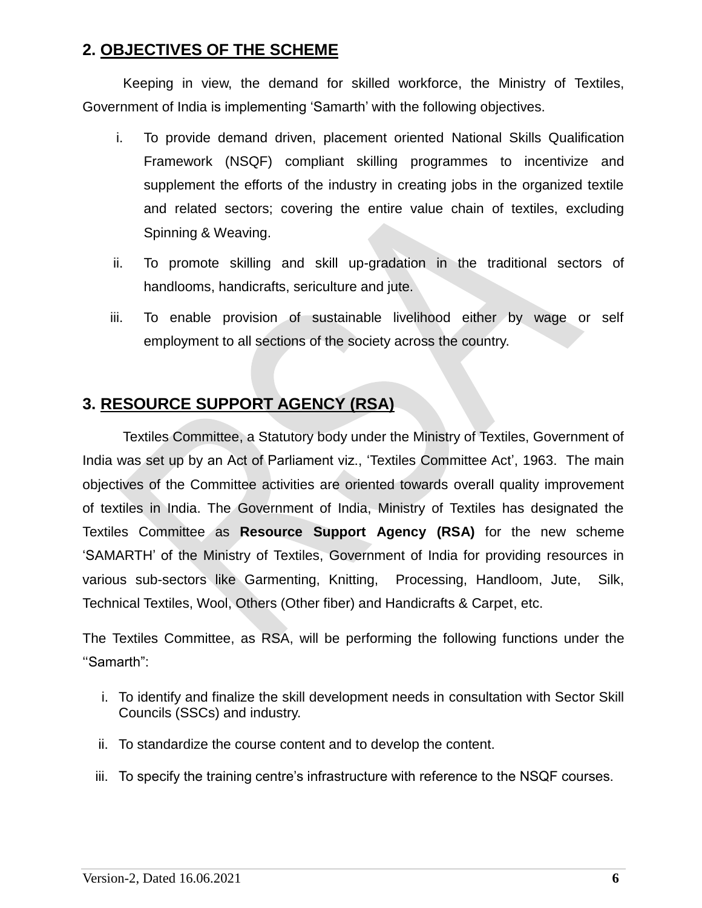## 2. OBJECTIVES OF THE SCHEME

Keeping in view, the demand for skilled workforce, the Ministry of Textiles, Government of India is implementing 'Samarth' with the following objectives.

i. To provide demand driven, placement oriented National Skills Qualification Framework (NSQF) compliant skilling programmes to incentivize and supplement the efforts of the industry in creating jobs in the organized textile and related sectors; covering the entire value chain of textiles, excluding Spinning & Weaving.

ii. To promote skilling and skill up-gradation in the traditional sectors of handlooms, handicrafts, sericulture and jute.

iii. To enable provision of sustainable livelihood either by wage or self employment to all sections of the society across the country.

## 3. RESOURCE SUPPORT AGENCY (RSA)

Textiles Committee, a Statutory body under the Ministry of Textiles, Government of India was set up by an Act of Parliament viz., 'Textiles Committee Act', 1963. The main objectives of the Committee activities are oriented towards overall quality improvement of textiles in India. The Government of India, Ministry of Textiles has designated the Textiles Committee as **Resource Support Agency (RSA)** for the new scheme 'SAMARTH' of the Ministry of Textiles, Government of India for providing resources in various sub-sectors like Garmenting, Knitting, Processing, Handloom, Jute, Silk, Technical Textiles, Wool, Others (Other fiber) and Handicrafts & Carpet, etc.

The Textiles Committee, as RSA, will be performing the following functions under the ''Samarth":

i. To identify and finalize the skill development needs in consultation with Sector Skill Councils (SSCs) and industry.

ii. To standardize the course content and to develop the content.

iii. To specify the training centre's infrastructure with reference to the NSQF courses.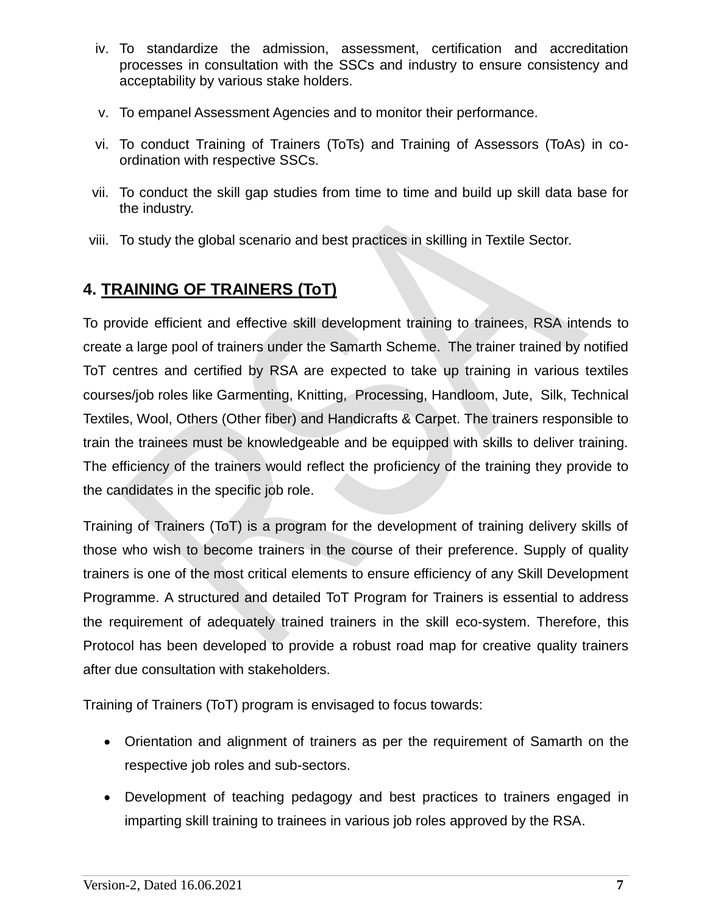iv. To standardize the admission, assessment, certification and accreditation processes in consultation with the SSCs and industry to ensure consistency and acceptability by various stake holders.

v. To empanel Assessment Agencies and to monitor their performance.

vi. To conduct Training of Trainers (ToTs) and Training of Assessors (ToAs) in co-ordination with respective SSCs.

vii. To conduct the skill gap studies from time to time and build up skill data base for the industry.

viii. To study the global scenario and best practices in skilling in Textile Sector.

## 4. TRAINING OF TRAINERS (ToT)

To provide efficient and effective skill development training to trainees, RSA intends to create a large pool of trainers under the Samarth Scheme. The trainer trained by notified ToT centres and certified by RSA are expected to take up training in various textiles courses/job roles like Garmenting, Knitting, Processing, Handloom, Jute, Silk, Technical Textiles, Wool, Others (Other fiber) and Handicrafts & Carpet. The trainers responsible to train the trainees must be knowledgeable and be equipped with skills to deliver training. The efficiency of the trainers would reflect the proficiency of the training they provide to the candidates in the specific job role.

Training of Trainers (ToT) is a program for the development of training delivery skills of those who wish to become trainers in the course of their preference. Supply of quality trainers is one of the most critical elements to ensure efficiency of any Skill Development Programme. A structured and detailed ToT Program for Trainers is essential to address the requirement of adequately trained trainers in the skill eco-system. Therefore, this Protocol has been developed to provide a robust road map for creative quality trainers after due consultation with stakeholders.

Training of Trainers (ToT) program is envisaged to focus towards:

- Orientation and alignment of trainers as per the requirement of Samarth on the respective job roles and sub-sectors.
- Development of teaching pedagogy and best practices to trainers engaged in imparting skill training to trainees in various job roles approved by the RSA.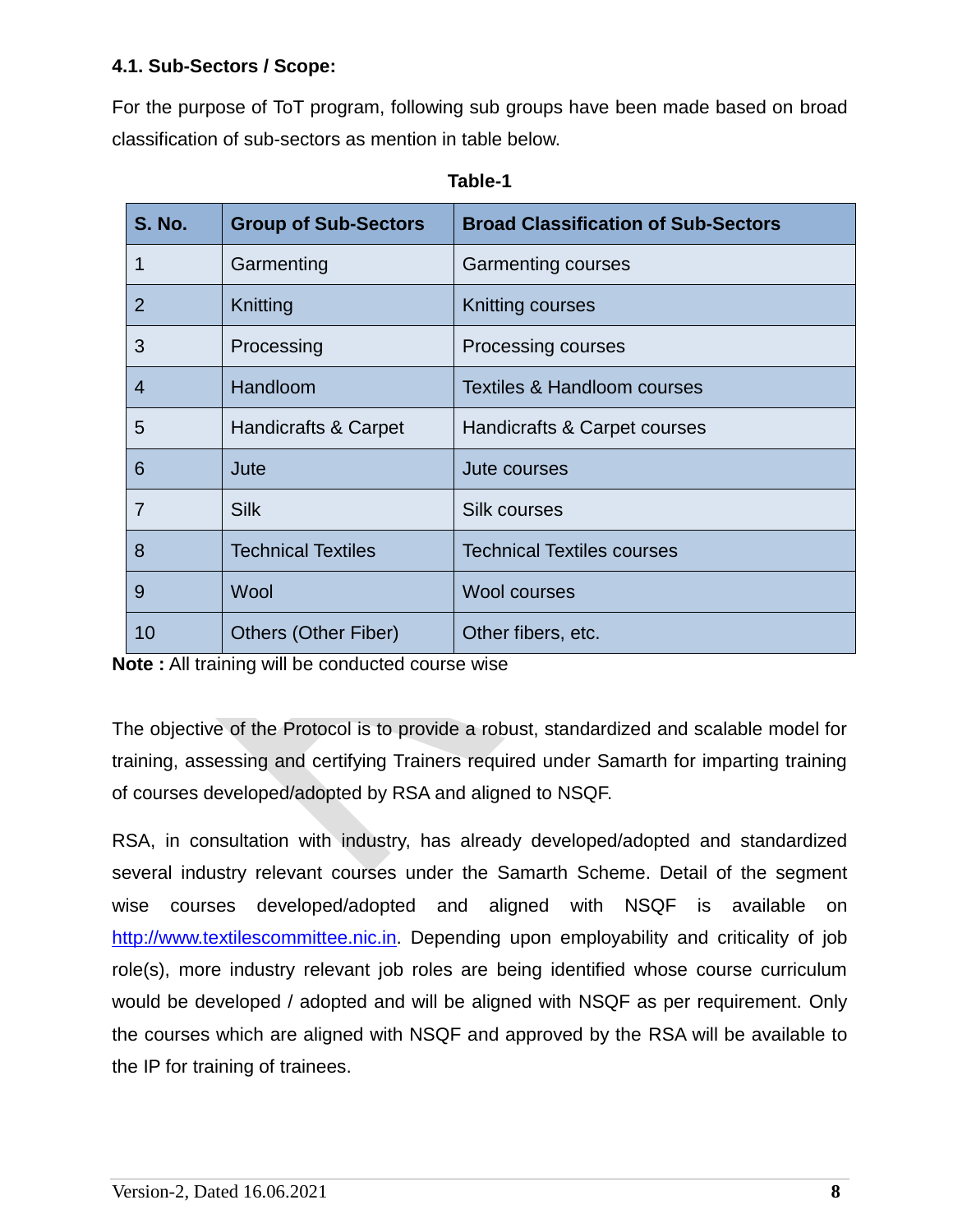### 4.1. Sub-Sectors / Scope:

For the purpose of ToT program, following sub groups have been made based on broad classification of sub-sectors as mention in table below.

**Table-1**

| S. No. | Group of Sub-Sectors | Broad Classification of Sub-Sectors |
|---|---|---|
| 1 | Garmenting | Garmenting courses |
| 2 | Knitting | Knitting courses |
| 3 | Processing | Processing courses |
| 4 | Handloom | Textiles & Handloom courses |
| 5 | Handicrafts & Carpet | Handicrafts & Carpet courses |
| 6 | Jute | Jute courses |
| 7 | Silk | Silk courses |
| 8 | Technical Textiles | Technical Textiles courses |
| 9 | Wool | Wool courses |
| 10 | Others (Other Fiber) | Other fibers, etc. |

**Note :** All training will be conducted course wise

The objective of the Protocol is to provide a robust, standardized and scalable model for training, assessing and certifying Trainers required under Samarth for imparting training of courses developed/adopted by RSA and aligned to NSQF.

RSA, in consultation with industry, has already developed/adopted and standardized several industry relevant courses under the Samarth Scheme. Detail of the segment wise courses developed/adopted and aligned with NSQF is available on http://www.textilescommittee.nic.in. Depending upon employability and criticality of job role(s), more industry relevant job roles are being identified whose course curriculum would be developed / adopted and will be aligned with NSQF as per requirement. Only the courses which are aligned with NSQF and approved by the RSA will be available to the IP for training of trainees.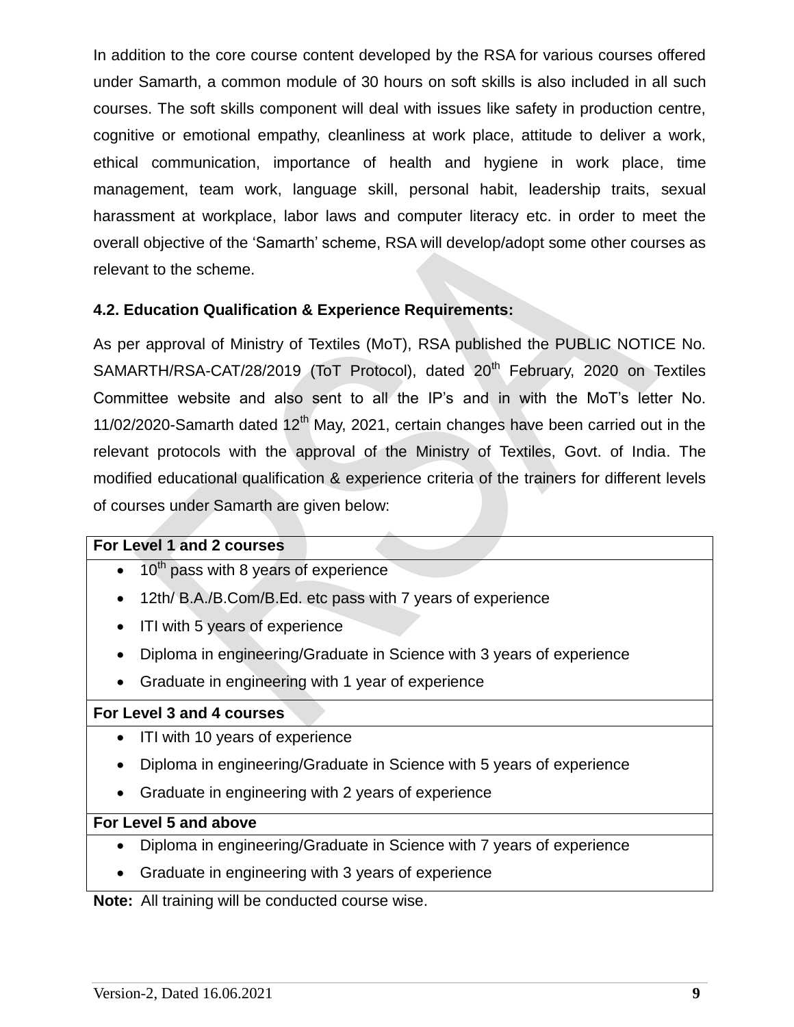In addition to the core course content developed by the RSA for various courses offered under Samarth, a common module of 30 hours on soft skills is also included in all such courses. The soft skills component will deal with issues like safety in production centre, cognitive or emotional empathy, cleanliness at work place, attitude to deliver a work, ethical communication, importance of health and hygiene in work place, time management, team work, language skill, personal habit, leadership traits, sexual harassment at workplace, labor laws and computer literacy etc. in order to meet the overall objective of the 'Samarth' scheme, RSA will develop/adopt some other courses as relevant to the scheme.

### 4.2. Education Qualification & Experience Requirements:

As per approval of Ministry of Textiles (MoT), RSA published the PUBLIC NOTICE No. SAMARTH/RSA-CAT/28/2019 (ToT Protocol), dated 20th February, 2020 on Textiles Committee website and also sent to all the IP's and in with the MoT's letter No. 11/02/2020-Samarth dated 12th May, 2021, certain changes have been carried out in the relevant protocols with the approval of the Ministry of Textiles, Govt. of India. The modified educational qualification & experience criteria of the trainers for different levels of courses under Samarth are given below:

| For Level 1 and 2 courses |
|---|
| • 10th pass with 8 years of experience<br>• 12th/ B.A./B.Com/B.Ed. etc pass with 7 years of experience<br>• ITI with 5 years of experience<br>• Diploma in engineering/Graduate in Science with 3 years of experience<br>• Graduate in engineering with 1 year of experience |
| **For Level 3 and 4 courses** |
| • ITI with 10 years of experience<br>• Diploma in engineering/Graduate in Science with 5 years of experience<br>• Graduate in engineering with 2 years of experience |
| **For Level 5 and above** |
| • Diploma in engineering/Graduate in Science with 7 years of experience<br>• Graduate in engineering with 3 years of experience |

**Note:** All training will be conducted course wise.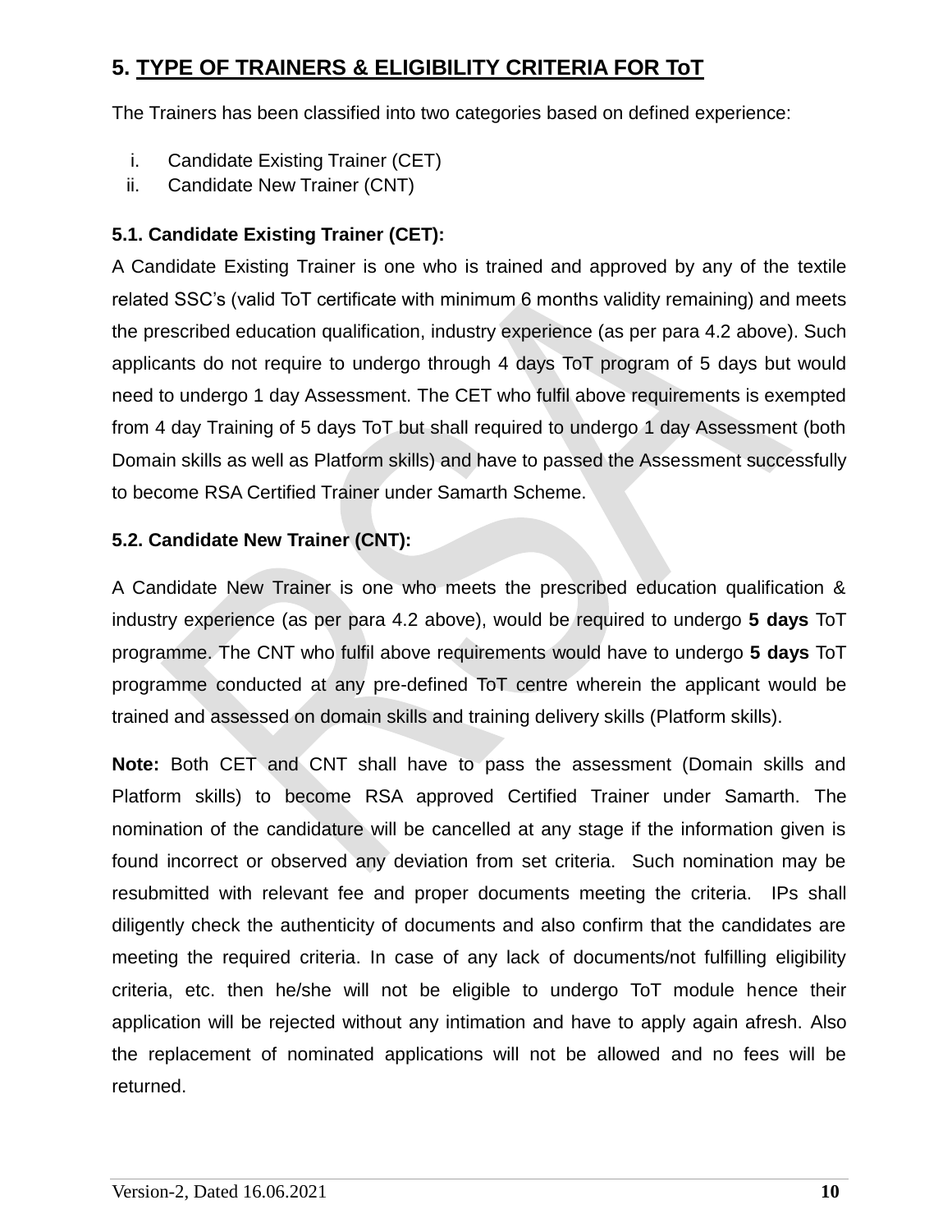## 5. TYPE OF TRAINERS & ELIGIBILITY CRITERIA FOR ToT

The Trainers has been classified into two categories based on defined experience:

i. Candidate Existing Trainer (CET)
ii. Candidate New Trainer (CNT)

### 5.1. Candidate Existing Trainer (CET):

A Candidate Existing Trainer is one who is trained and approved by any of the textile related SSC's (valid ToT certificate with minimum 6 months validity remaining) and meets the prescribed education qualification, industry experience (as per para 4.2 above). Such applicants do not require to undergo through 4 days ToT program of 5 days but would need to undergo 1 day Assessment. The CET who fulfil above requirements is exempted from 4 day Training of 5 days ToT but shall required to undergo 1 day Assessment (both Domain skills as well as Platform skills) and have to passed the Assessment successfully to become RSA Certified Trainer under Samarth Scheme.

### 5.2. Candidate New Trainer (CNT):

A Candidate New Trainer is one who meets the prescribed education qualification & industry experience (as per para 4.2 above), would be required to undergo **5 days** ToT programme. The CNT who fulfil above requirements would have to undergo **5 days** ToT programme conducted at any pre-defined ToT centre wherein the applicant would be trained and assessed on domain skills and training delivery skills (Platform skills).

**Note:** Both CET and CNT shall have to pass the assessment (Domain skills and Platform skills) to become RSA approved Certified Trainer under Samarth. The nomination of the candidature will be cancelled at any stage if the information given is found incorrect or observed any deviation from set criteria. Such nomination may be resubmitted with relevant fee and proper documents meeting the criteria. IPs shall diligently check the authenticity of documents and also confirm that the candidates are meeting the required criteria. In case of any lack of documents/not fulfilling eligibility criteria, etc. then he/she will not be eligible to undergo ToT module hence their application will be rejected without any intimation and have to apply again afresh. Also the replacement of nominated applications will not be allowed and no fees will be returned.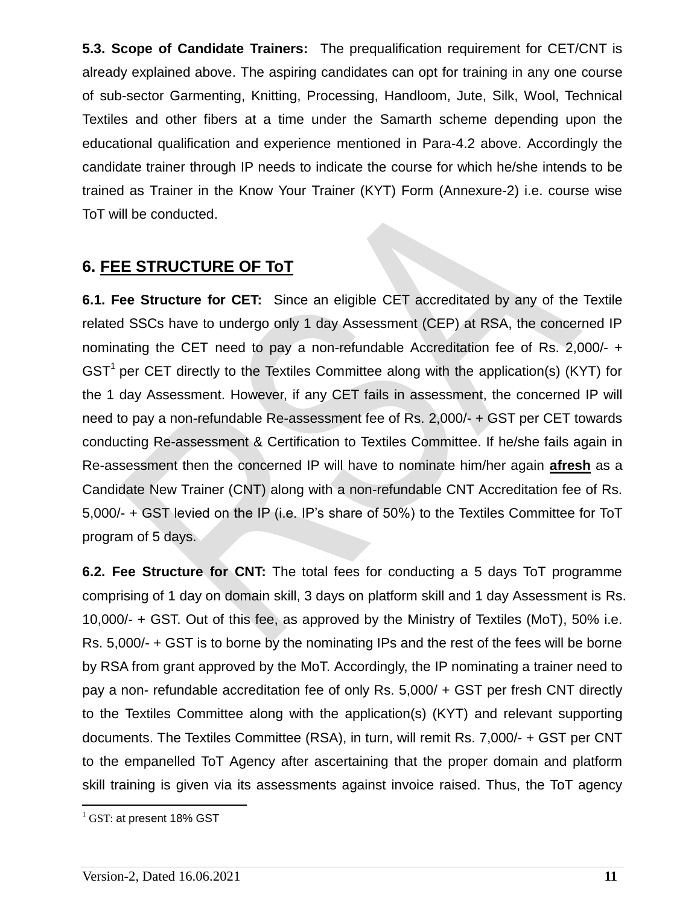**5.3. Scope of Candidate Trainers:** The prequalification requirement for CET/CNT is already explained above. The aspiring candidates can opt for training in any one course of sub-sector Garmenting, Knitting, Processing, Handloom, Jute, Silk, Wool, Technical Textiles and other fibers at a time under the Samarth scheme depending upon the educational qualification and experience mentioned in Para-4.2 above. Accordingly the candidate trainer through IP needs to indicate the course for which he/she intends to be trained as Trainer in the Know Your Trainer (KYT) Form (Annexure-2) i.e. course wise ToT will be conducted.

## 6. FEE STRUCTURE OF ToT

**6.1. Fee Structure for CET:** Since an eligible CET accreditated by any of the Textile related SSCs have to undergo only 1 day Assessment (CEP) at RSA, the concerned IP nominating the CET need to pay a non-refundable Accreditation fee of Rs. 2,000/- + GST[1] per CET directly to the Textiles Committee along with the application(s) (KYT) for the 1 day Assessment. However, if any CET fails in assessment, the concerned IP will need to pay a non-refundable Re-assessment fee of Rs. 2,000/- + GST per CET towards conducting Re-assessment & Certification to Textiles Committee. If he/she fails again in Re-assessment then the concerned IP will have to nominate him/her again **afresh** as a Candidate New Trainer (CNT) along with a non-refundable CNT Accreditation fee of Rs. 5,000/- + GST levied on the IP (i.e. IP's share of 50%) to the Textiles Committee for ToT program of 5 days.

**6.2. Fee Structure for CNT:** The total fees for conducting a 5 days ToT programme comprising of 1 day on domain skill, 3 days on platform skill and 1 day Assessment is Rs. 10,000/- + GST. Out of this fee, as approved by the Ministry of Textiles (MoT), 50% i.e. Rs. 5,000/- + GST is to borne by the nominating IPs and the rest of the fees will be borne by RSA from grant approved by the MoT. Accordingly, the IP nominating a trainer need to pay a non- refundable accreditation fee of only Rs. 5,000/ + GST per fresh CNT directly to the Textiles Committee along with the application(s) (KYT) and relevant supporting documents. The Textiles Committee (RSA), in turn, will remit Rs. 7,000/- + GST per CNT to the empanelled ToT Agency after ascertaining that the proper domain and platform skill training is given via its assessments against invoice raised. Thus, the ToT agency

[1] GST: at present 18% GST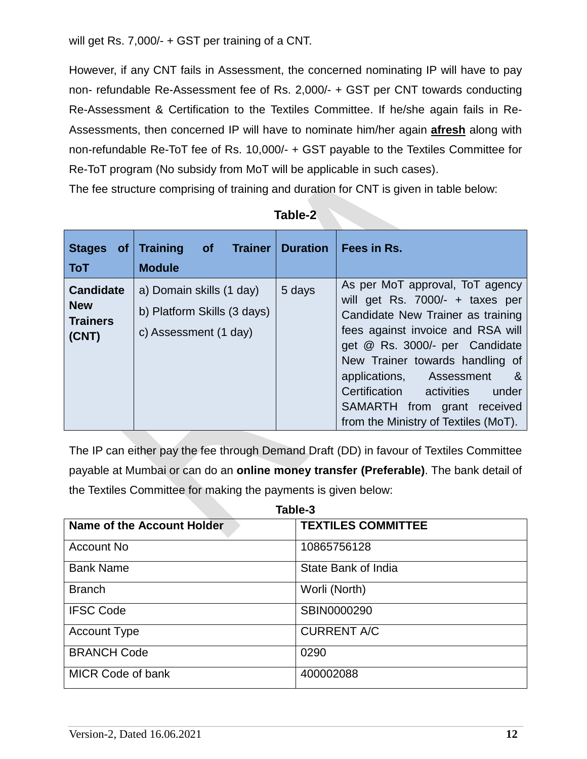will get Rs. 7,000/- + GST per training of a CNT.

However, if any CNT fails in Assessment, the concerned nominating IP will have to pay non- refundable Re-Assessment fee of Rs. 2,000/- + GST per CNT towards conducting Re-Assessment & Certification to the Textiles Committee. If he/she again fails in Re-Assessments, then concerned IP will have to nominate him/her again **afresh** along with non-refundable Re-ToT fee of Rs. 10,000/- + GST payable to the Textiles Committee for Re-ToT program (No subsidy from MoT will be applicable in such cases).

The fee structure comprising of training and duration for CNT is given in table below:

**Table-2**

| Stages of ToT | Training of Trainer Module | Duration | Fees in Rs. |
|---|---|---|---|
| **Candidate New Trainers (CNT)** | a) Domain skills (1 day)<br>b) Platform Skills (3 days)<br>c) Assessment (1 day) | 5 days | As per MoT approval, ToT agency will get Rs. 7000/- + taxes per Candidate New Trainer as training fees against invoice and RSA will get @ Rs. 3000/- per Candidate New Trainer towards handling of applications, Assessment & Certification activities under SAMARTH from grant received from the Ministry of Textiles (MoT). |

The IP can either pay the fee through Demand Draft (DD) in favour of Textiles Committee payable at Mumbai or can do an **online money transfer (Preferable)**. The bank detail of the Textiles Committee for making the payments is given below:

**Table-3**

| **Name of the Account Holder** | **TEXTILES COMMITTEE** |
|---|---|
| Account No | 10865756128 |
| Bank Name | State Bank of India |
| Branch | Worli (North) |
| IFSC Code | SBIN0000290 |
| Account Type | CURRENT A/C |
| BRANCH Code | 0290 |
| MICR Code of bank | 400002088 |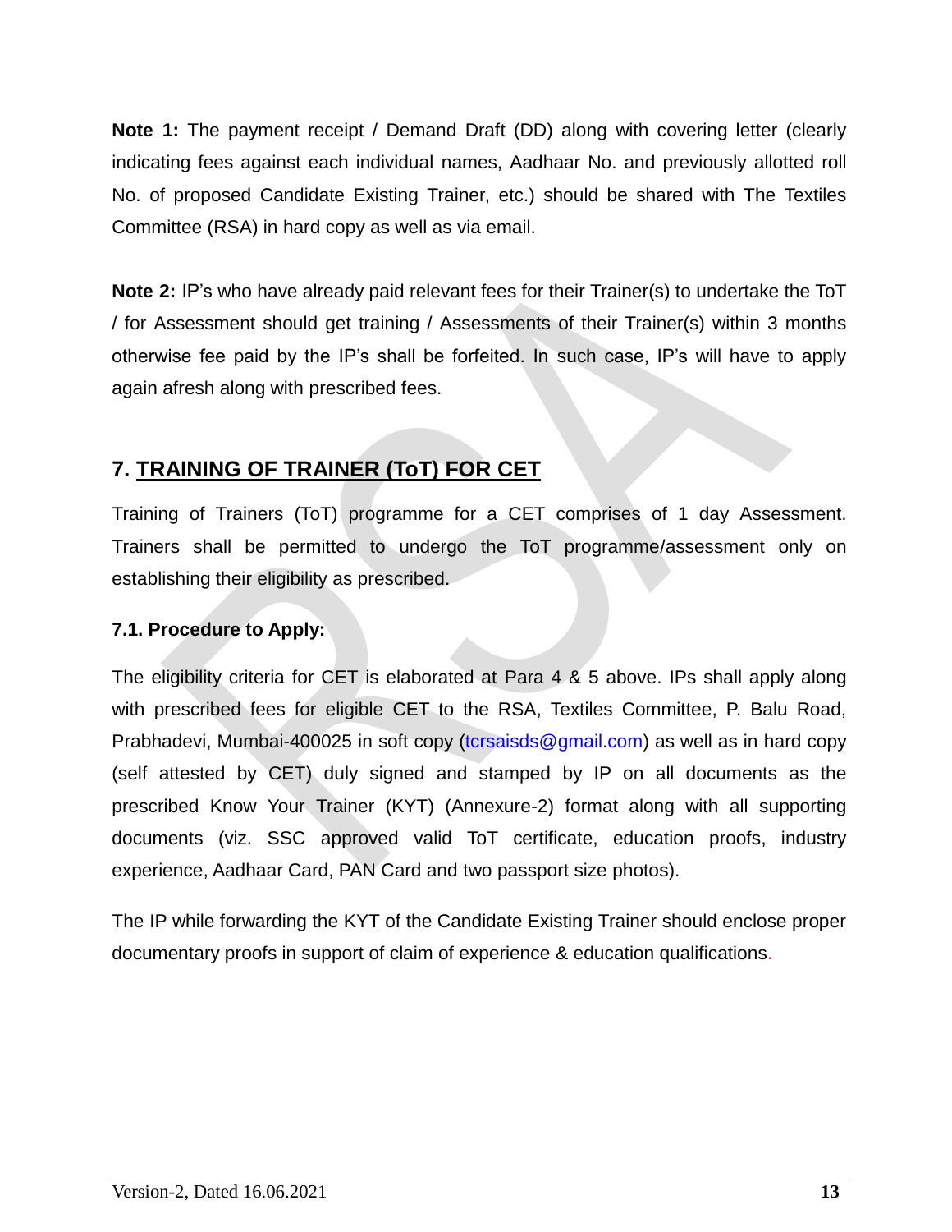**Note 1:** The payment receipt / Demand Draft (DD) along with covering letter (clearly indicating fees against each individual names, Aadhaar No. and previously allotted roll No. of proposed Candidate Existing Trainer, etc.) should be shared with The Textiles Committee (RSA) in hard copy as well as via email.

**Note 2:** IP's who have already paid relevant fees for their Trainer(s) to undertake the ToT / for Assessment should get training / Assessments of their Trainer(s) within 3 months otherwise fee paid by the IP's shall be forfeited. In such case, IP's will have to apply again afresh along with prescribed fees.

## 7. TRAINING OF TRAINER (ToT) FOR CET

Training of Trainers (ToT) programme for a CET comprises of 1 day Assessment. Trainers shall be permitted to undergo the ToT programme/assessment only on establishing their eligibility as prescribed.

### 7.1. Procedure to Apply:

The eligibility criteria for CET is elaborated at Para 4 & 5 above. IPs shall apply along with prescribed fees for eligible CET to the RSA, Textiles Committee, P. Balu Road, Prabhadevi, Mumbai-400025 in soft copy (tcrsaisds@gmail.com) as well as in hard copy (self attested by CET) duly signed and stamped by IP on all documents as the prescribed Know Your Trainer (KYT) (Annexure-2) format along with all supporting documents (viz. SSC approved valid ToT certificate, education proofs, industry experience, Aadhaar Card, PAN Card and two passport size photos).

The IP while forwarding the KYT of the Candidate Existing Trainer should enclose proper documentary proofs in support of claim of experience & education qualifications.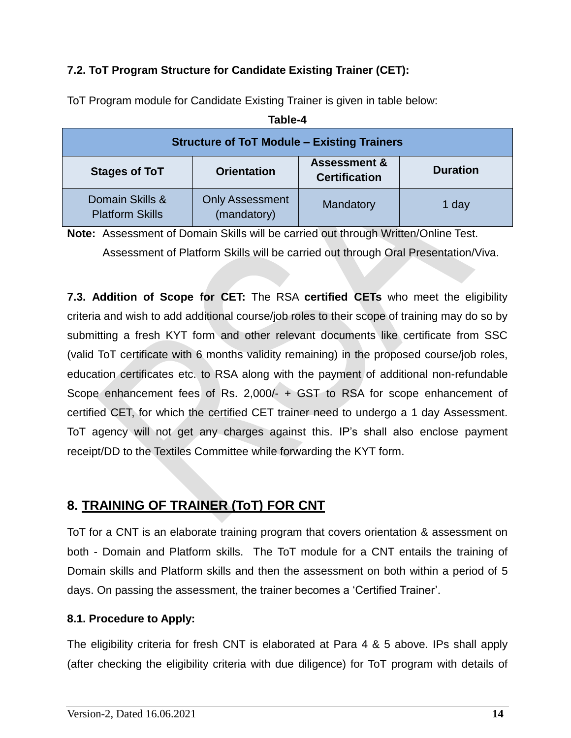### 7.2. ToT Program Structure for Candidate Existing Trainer (CET):

ToT Program module for Candidate Existing Trainer is given in table below:

**Table-4**

| Structure of ToT Module – Existing Trainers | | | |
|---|---|---|---|
| **Stages of ToT** | **Orientation** | **Assessment & Certification** | **Duration** |
| Domain Skills & Platform Skills | Only Assessment (mandatory) | Mandatory | 1 day |

**Note:** Assessment of Domain Skills will be carried out through Written/Online Test.
Assessment of Platform Skills will be carried out through Oral Presentation/Viva.

**7.3. Addition of Scope for CET:** The RSA **certified CETs** who meet the eligibility criteria and wish to add additional course/job roles to their scope of training may do so by submitting a fresh KYT form and other relevant documents like certificate from SSC (valid ToT certificate with 6 months validity remaining) in the proposed course/job roles, education certificates etc. to RSA along with the payment of additional non-refundable Scope enhancement fees of Rs. 2,000/- + GST to RSA for scope enhancement of certified CET, for which the certified CET trainer need to undergo a 1 day Assessment. ToT agency will not get any charges against this. IP's shall also enclose payment receipt/DD to the Textiles Committee while forwarding the KYT form.

## 8. TRAINING OF TRAINER (ToT) FOR CNT

ToT for a CNT is an elaborate training program that covers orientation & assessment on both - Domain and Platform skills. The ToT module for a CNT entails the training of Domain skills and Platform skills and then the assessment on both within a period of 5 days. On passing the assessment, the trainer becomes a 'Certified Trainer'.

### 8.1. Procedure to Apply:

The eligibility criteria for fresh CNT is elaborated at Para 4 & 5 above. IPs shall apply (after checking the eligibility criteria with due diligence) for ToT program with details of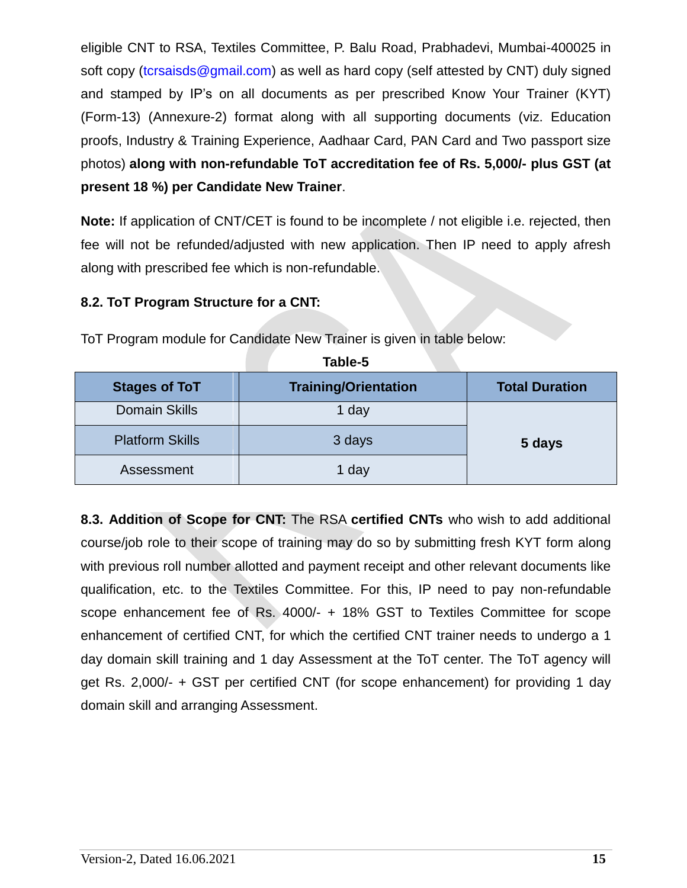eligible CNT to RSA, Textiles Committee, P. Balu Road, Prabhadevi, Mumbai-400025 in soft copy (tcrsaisds@gmail.com) as well as hard copy (self attested by CNT) duly signed and stamped by IP's on all documents as per prescribed Know Your Trainer (KYT) (Form-13) (Annexure-2) format along with all supporting documents (viz. Education proofs, Industry & Training Experience, Aadhaar Card, PAN Card and Two passport size photos) **along with non-refundable ToT accreditation fee of Rs. 5,000/- plus GST (at present 18 %) per Candidate New Trainer**.

**Note:** If application of CNT/CET is found to be incomplete / not eligible i.e. rejected, then fee will not be refunded/adjusted with new application. Then IP need to apply afresh along with prescribed fee which is non-refundable.

### 8.2. ToT Program Structure for a CNT:

ToT Program module for Candidate New Trainer is given in table below:

**Table-5**

| Stages of ToT | Training/Orientation | Total Duration |
|---|---|---|
| Domain Skills | 1 day | **5 days** |
| Platform Skills | 3 days | |
| Assessment | 1 day | |

**8.3. Addition of Scope for CNT:** The RSA **certified CNTs** who wish to add additional course/job role to their scope of training may do so by submitting fresh KYT form along with previous roll number allotted and payment receipt and other relevant documents like qualification, etc. to the Textiles Committee. For this, IP need to pay non-refundable scope enhancement fee of Rs. 4000/- + 18% GST to Textiles Committee for scope enhancement of certified CNT, for which the certified CNT trainer needs to undergo a 1 day domain skill training and 1 day Assessment at the ToT center. The ToT agency will get Rs. 2,000/- + GST per certified CNT (for scope enhancement) for providing 1 day domain skill and arranging Assessment.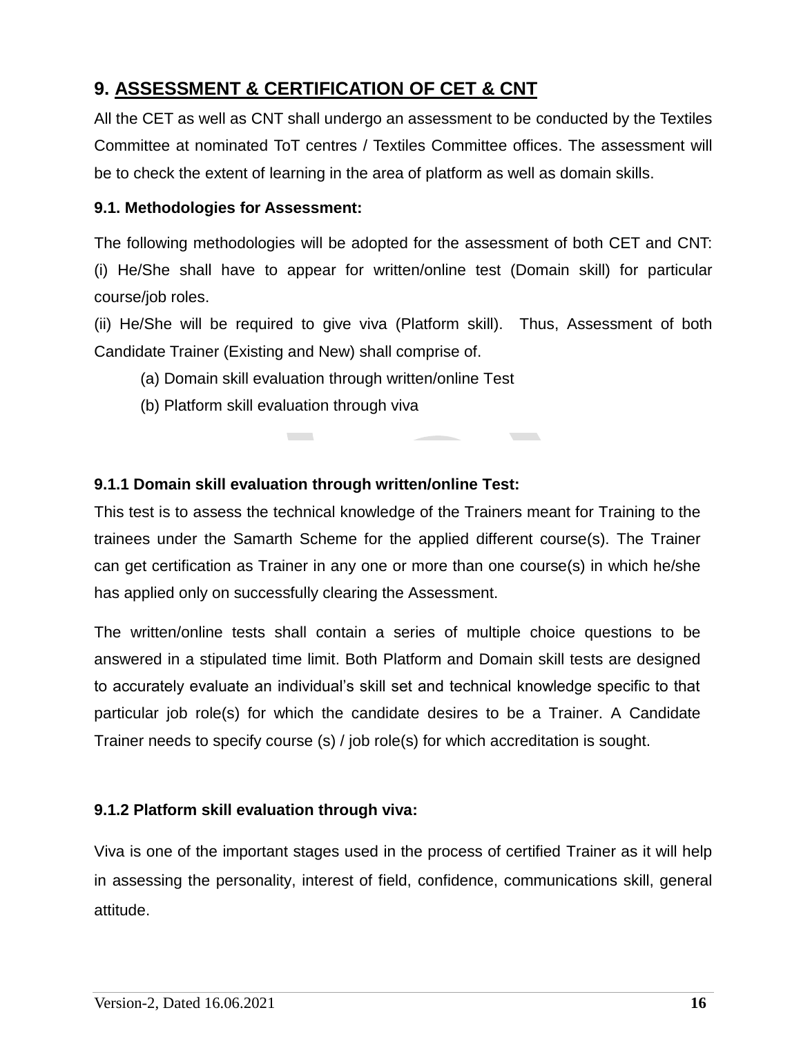## 9. ASSESSMENT & CERTIFICATION OF CET & CNT

All the CET as well as CNT shall undergo an assessment to be conducted by the Textiles Committee at nominated ToT centres / Textiles Committee offices. The assessment will be to check the extent of learning in the area of platform as well as domain skills.

### 9.1. Methodologies for Assessment:

The following methodologies will be adopted for the assessment of both CET and CNT:
(i) He/She shall have to appear for written/online test (Domain skill) for particular course/job roles.
(ii) He/She will be required to give viva (Platform skill). Thus, Assessment of both Candidate Trainer (Existing and New) shall comprise of.

(a) Domain skill evaluation through written/online Test
(b) Platform skill evaluation through viva

#### 9.1.1 Domain skill evaluation through written/online Test:

This test is to assess the technical knowledge of the Trainers meant for Training to the trainees under the Samarth Scheme for the applied different course(s). The Trainer can get certification as Trainer in any one or more than one course(s) in which he/she has applied only on successfully clearing the Assessment.

The written/online tests shall contain a series of multiple choice questions to be answered in a stipulated time limit. Both Platform and Domain skill tests are designed to accurately evaluate an individual's skill set and technical knowledge specific to that particular job role(s) for which the candidate desires to be a Trainer. A Candidate Trainer needs to specify course (s) / job role(s) for which accreditation is sought.

#### 9.1.2 Platform skill evaluation through viva:

Viva is one of the important stages used in the process of certified Trainer as it will help in assessing the personality, interest of field, confidence, communications skill, general attitude.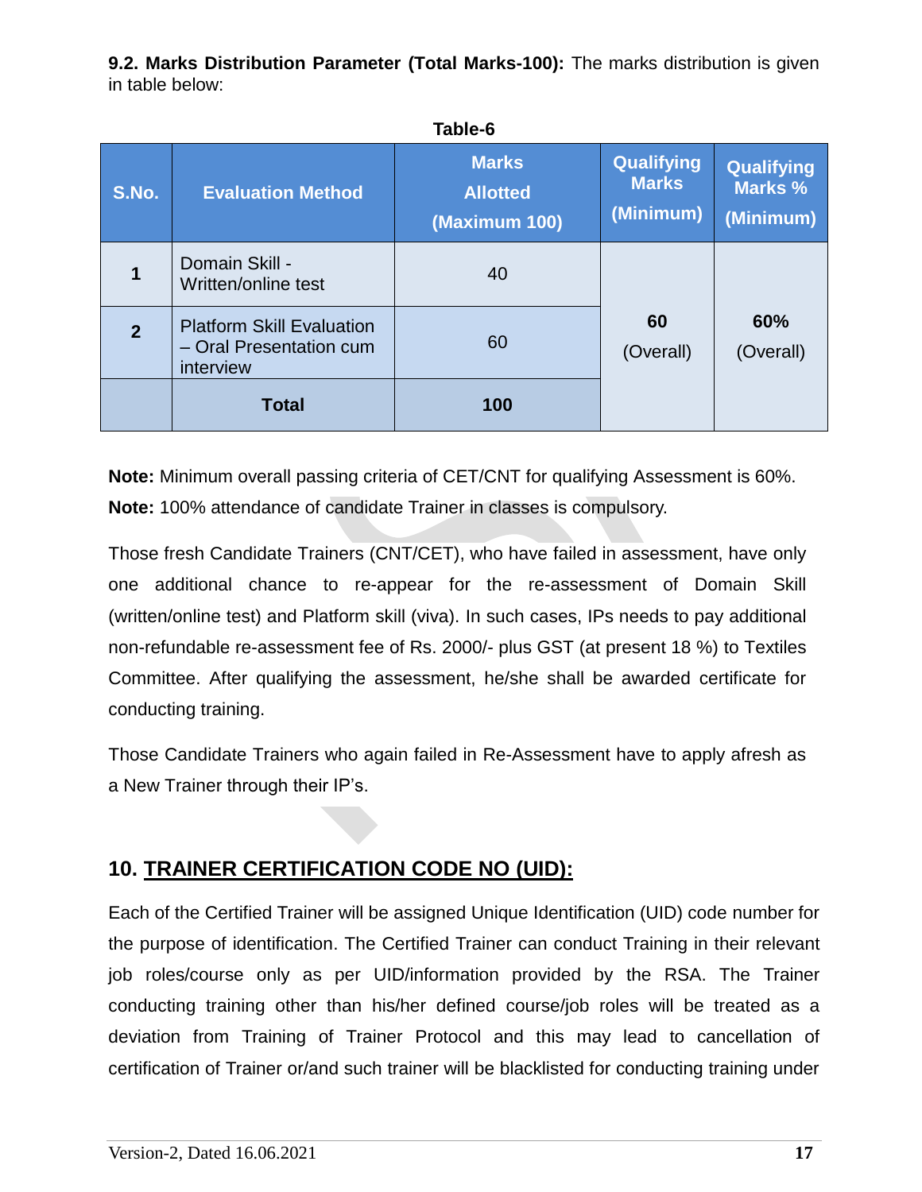**9.2. Marks Distribution Parameter (Total Marks-100):** The marks distribution is given in table below:

**Table-6**

| S.No. | Evaluation Method | Marks Allotted (Maximum 100) | Qualifying Marks (Minimum) | Qualifying Marks % (Minimum) |
|---|---|---|---|---|
| **1** | Domain Skill - Written/online test | 40 | **60** (Overall) | **60%** (Overall) |
| **2** | Platform Skill Evaluation – Oral Presentation cum interview | 60 | | |
| | **Total** | **100** | | |

**Note:** Minimum overall passing criteria of CET/CNT for qualifying Assessment is 60%.
**Note:** 100% attendance of candidate Trainer in classes is compulsory.

Those fresh Candidate Trainers (CNT/CET), who have failed in assessment, have only one additional chance to re-appear for the re-assessment of Domain Skill (written/online test) and Platform skill (viva). In such cases, IPs needs to pay additional non-refundable re-assessment fee of Rs. 2000/- plus GST (at present 18 %) to Textiles Committee. After qualifying the assessment, he/she shall be awarded certificate for conducting training.

Those Candidate Trainers who again failed in Re-Assessment have to apply afresh as a New Trainer through their IP's.

## 10. TRAINER CERTIFICATION CODE NO (UID):

Each of the Certified Trainer will be assigned Unique Identification (UID) code number for the purpose of identification. The Certified Trainer can conduct Training in their relevant job roles/course only as per UID/information provided by the RSA. The Trainer conducting training other than his/her defined course/job roles will be treated as a deviation from Training of Trainer Protocol and this may lead to cancellation of certification of Trainer or/and such trainer will be blacklisted for conducting training under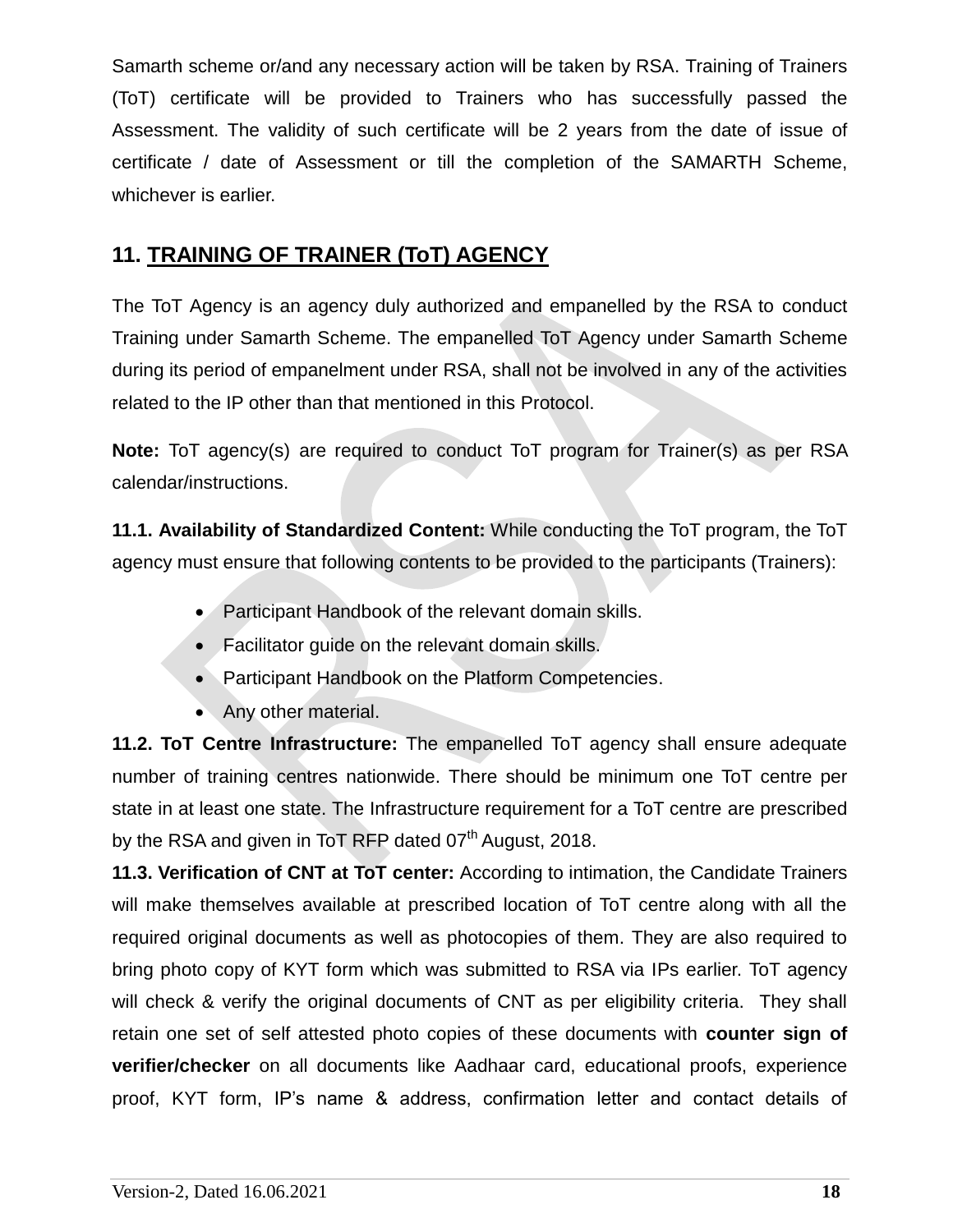Samarth scheme or/and any necessary action will be taken by RSA. Training of Trainers (ToT) certificate will be provided to Trainers who has successfully passed the Assessment. The validity of such certificate will be 2 years from the date of issue of certificate / date of Assessment or till the completion of the SAMARTH Scheme, whichever is earlier.

## 11. TRAINING OF TRAINER (ToT) AGENCY

The ToT Agency is an agency duly authorized and empanelled by the RSA to conduct Training under Samarth Scheme. The empanelled ToT Agency under Samarth Scheme during its period of empanelment under RSA, shall not be involved in any of the activities related to the IP other than that mentioned in this Protocol.

**Note:** ToT agency(s) are required to conduct ToT program for Trainer(s) as per RSA calendar/instructions.

**11.1. Availability of Standardized Content:** While conducting the ToT program, the ToT agency must ensure that following contents to be provided to the participants (Trainers):

- Participant Handbook of the relevant domain skills.
- Facilitator guide on the relevant domain skills.
- Participant Handbook on the Platform Competencies.
- Any other material.

**11.2. ToT Centre Infrastructure:** The empanelled ToT agency shall ensure adequate number of training centres nationwide. There should be minimum one ToT centre per state in at least one state. The Infrastructure requirement for a ToT centre are prescribed by the RSA and given in ToT RFP dated 07th August, 2018.

**11.3. Verification of CNT at ToT center:** According to intimation, the Candidate Trainers will make themselves available at prescribed location of ToT centre along with all the required original documents as well as photocopies of them. They are also required to bring photo copy of KYT form which was submitted to RSA via IPs earlier. ToT agency will check & verify the original documents of CNT as per eligibility criteria. They shall retain one set of self attested photo copies of these documents with **counter sign of verifier/checker** on all documents like Aadhaar card, educational proofs, experience proof, KYT form, IP's name & address, confirmation letter and contact details of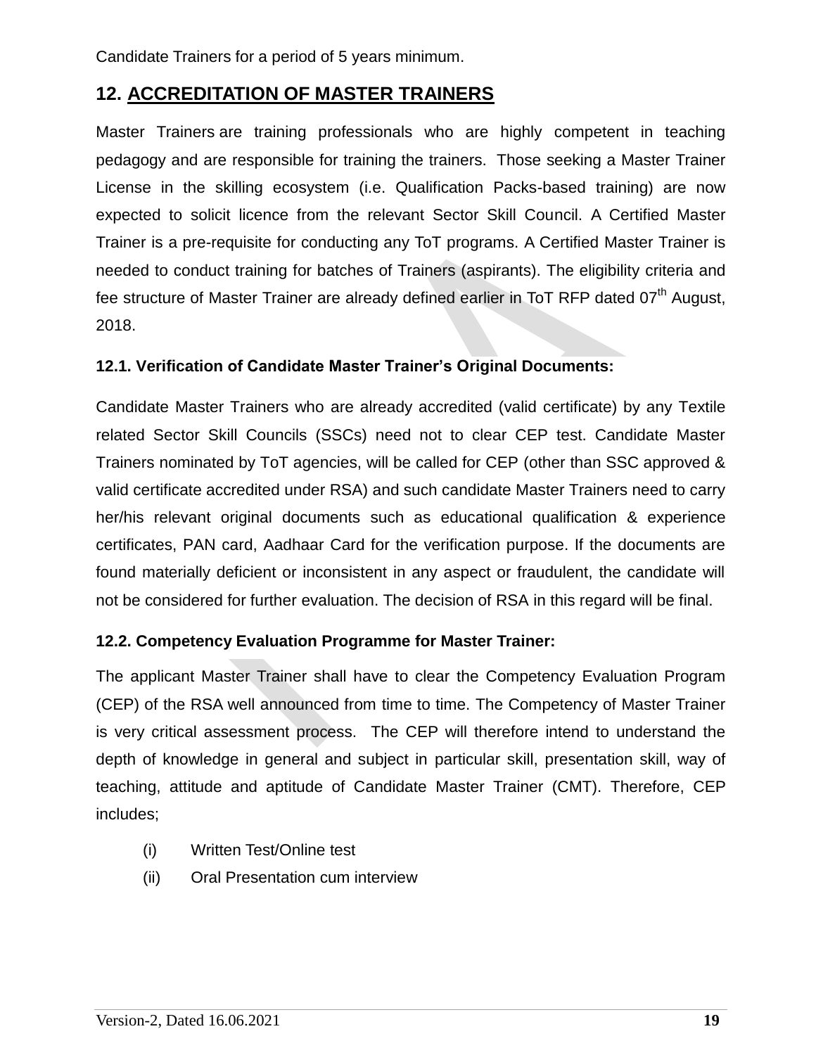Candidate Trainers for a period of 5 years minimum.

## 12. ACCREDITATION OF MASTER TRAINERS

Master Trainers are training professionals who are highly competent in teaching pedagogy and are responsible for training the trainers. Those seeking a Master Trainer License in the skilling ecosystem (i.e. Qualification Packs-based training) are now expected to solicit licence from the relevant Sector Skill Council. A Certified Master Trainer is a pre-requisite for conducting any ToT programs. A Certified Master Trainer is needed to conduct training for batches of Trainers (aspirants). The eligibility criteria and fee structure of Master Trainer are already defined earlier in ToT RFP dated 07th August, 2018.

### 12.1. Verification of Candidate Master Trainer's Original Documents:

Candidate Master Trainers who are already accredited (valid certificate) by any Textile related Sector Skill Councils (SSCs) need not to clear CEP test. Candidate Master Trainers nominated by ToT agencies, will be called for CEP (other than SSC approved & valid certificate accredited under RSA) and such candidate Master Trainers need to carry her/his relevant original documents such as educational qualification & experience certificates, PAN card, Aadhaar Card for the verification purpose. If the documents are found materially deficient or inconsistent in any aspect or fraudulent, the candidate will not be considered for further evaluation. The decision of RSA in this regard will be final.

### 12.2. Competency Evaluation Programme for Master Trainer:

The applicant Master Trainer shall have to clear the Competency Evaluation Program (CEP) of the RSA well announced from time to time. The Competency of Master Trainer is very critical assessment process. The CEP will therefore intend to understand the depth of knowledge in general and subject in particular skill, presentation skill, way of teaching, attitude and aptitude of Candidate Master Trainer (CMT). Therefore, CEP includes;

(i) Written Test/Online test

(ii) Oral Presentation cum interview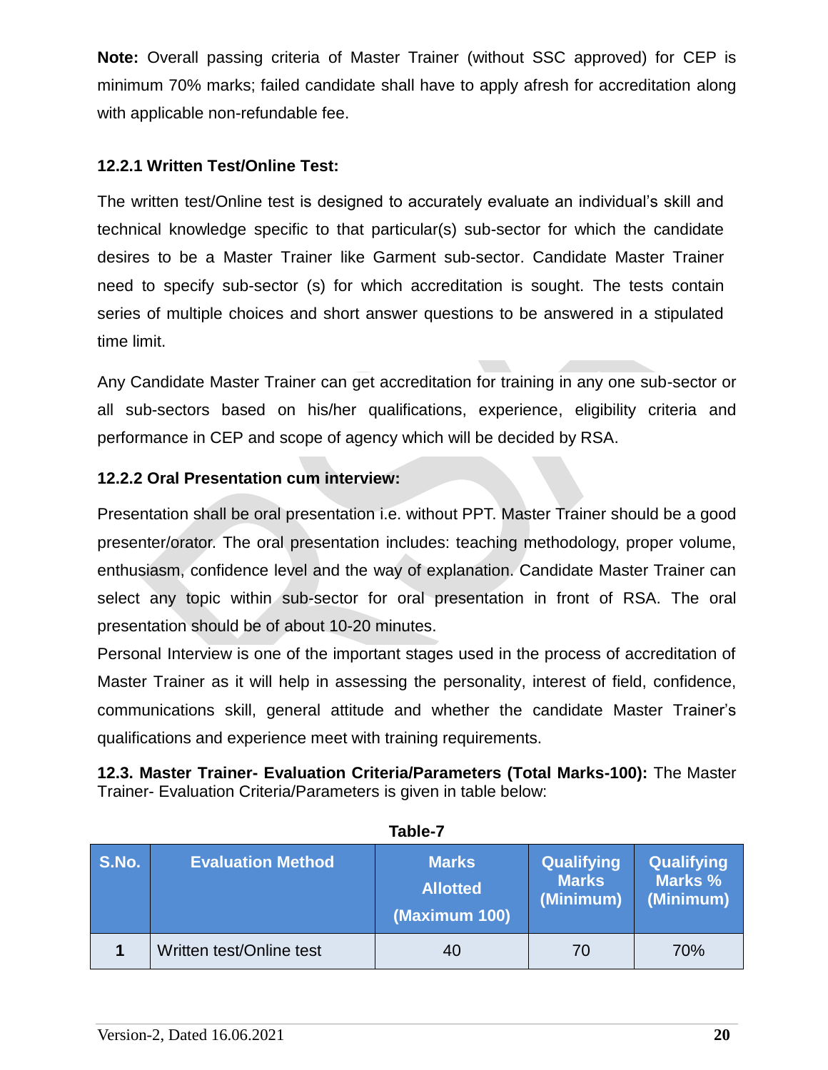**Note:** Overall passing criteria of Master Trainer (without SSC approved) for CEP is minimum 70% marks; failed candidate shall have to apply afresh for accreditation along with applicable non-refundable fee.

### 12.2.1 Written Test/Online Test:

The written test/Online test is designed to accurately evaluate an individual's skill and technical knowledge specific to that particular(s) sub-sector for which the candidate desires to be a Master Trainer like Garment sub-sector. Candidate Master Trainer need to specify sub-sector (s) for which accreditation is sought. The tests contain series of multiple choices and short answer questions to be answered in a stipulated time limit.

Any Candidate Master Trainer can get accreditation for training in any one sub-sector or all sub-sectors based on his/her qualifications, experience, eligibility criteria and performance in CEP and scope of agency which will be decided by RSA.

### 12.2.2 Oral Presentation cum interview:

Presentation shall be oral presentation i.e. without PPT. Master Trainer should be a good presenter/orator. The oral presentation includes: teaching methodology, proper volume, enthusiasm, confidence level and the way of explanation. Candidate Master Trainer can select any topic within sub-sector for oral presentation in front of RSA. The oral presentation should be of about 10-20 minutes.

Personal Interview is one of the important stages used in the process of accreditation of Master Trainer as it will help in assessing the personality, interest of field, confidence, communications skill, general attitude and whether the candidate Master Trainer's qualifications and experience meet with training requirements.

**12.3. Master Trainer- Evaluation Criteria/Parameters (Total Marks-100):** The Master Trainer- Evaluation Criteria/Parameters is given in table below:

**Table-7**

| S.No. | Evaluation Method | Marks Allotted (Maximum 100) | Qualifying Marks (Minimum) | Qualifying Marks % (Minimum) |
|---|---|---|---|---|
| 1 | Written test/Online test | 40 | 70 | 70% |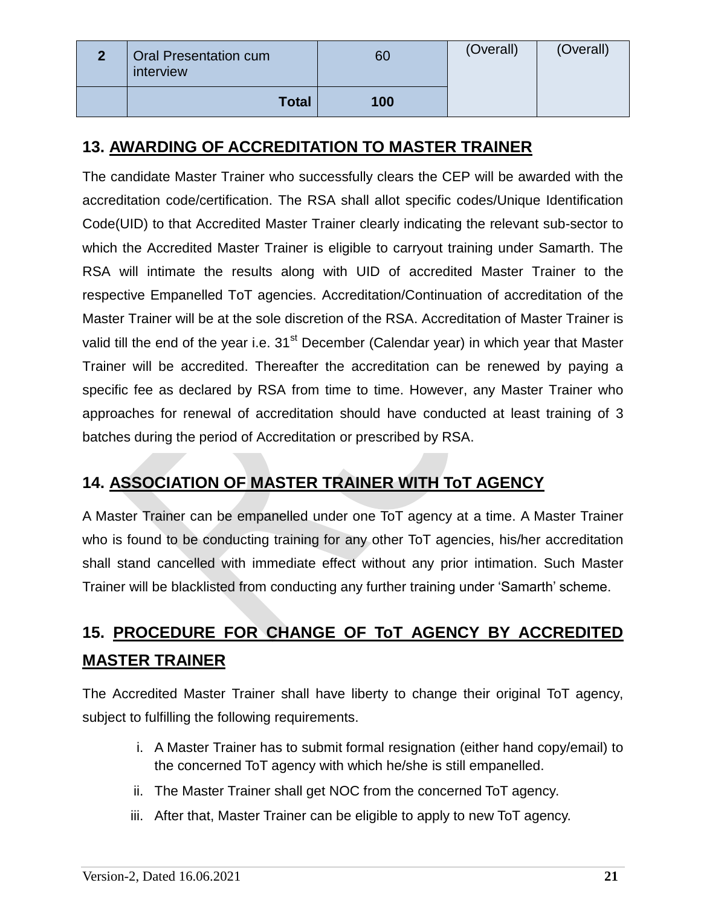| 2 | Oral Presentation cum interview | 60 | (Overall) | (Overall) |
|---|---|---|---|---|
| | **Total** | **100** | | |

## 13. AWARDING OF ACCREDITATION TO MASTER TRAINER

The candidate Master Trainer who successfully clears the CEP will be awarded with the accreditation code/certification. The RSA shall allot specific codes/Unique Identification Code(UID) to that Accredited Master Trainer clearly indicating the relevant sub-sector to which the Accredited Master Trainer is eligible to carryout training under Samarth. The RSA will intimate the results along with UID of accredited Master Trainer to the respective Empanelled ToT agencies. Accreditation/Continuation of accreditation of the Master Trainer will be at the sole discretion of the RSA. Accreditation of Master Trainer is valid till the end of the year i.e. 31st December (Calendar year) in which year that Master Trainer will be accredited. Thereafter the accreditation can be renewed by paying a specific fee as declared by RSA from time to time. However, any Master Trainer who approaches for renewal of accreditation should have conducted at least training of 3 batches during the period of Accreditation or prescribed by RSA.

## 14. ASSOCIATION OF MASTER TRAINER WITH ToT AGENCY

A Master Trainer can be empanelled under one ToT agency at a time. A Master Trainer who is found to be conducting training for any other ToT agencies, his/her accreditation shall stand cancelled with immediate effect without any prior intimation. Such Master Trainer will be blacklisted from conducting any further training under 'Samarth' scheme.

## 15. PROCEDURE FOR CHANGE OF ToT AGENCY BY ACCREDITED MASTER TRAINER

The Accredited Master Trainer shall have liberty to change their original ToT agency, subject to fulfilling the following requirements.

i. A Master Trainer has to submit formal resignation (either hand copy/email) to the concerned ToT agency with which he/she is still empanelled.

ii. The Master Trainer shall get NOC from the concerned ToT agency.

iii. After that, Master Trainer can be eligible to apply to new ToT agency.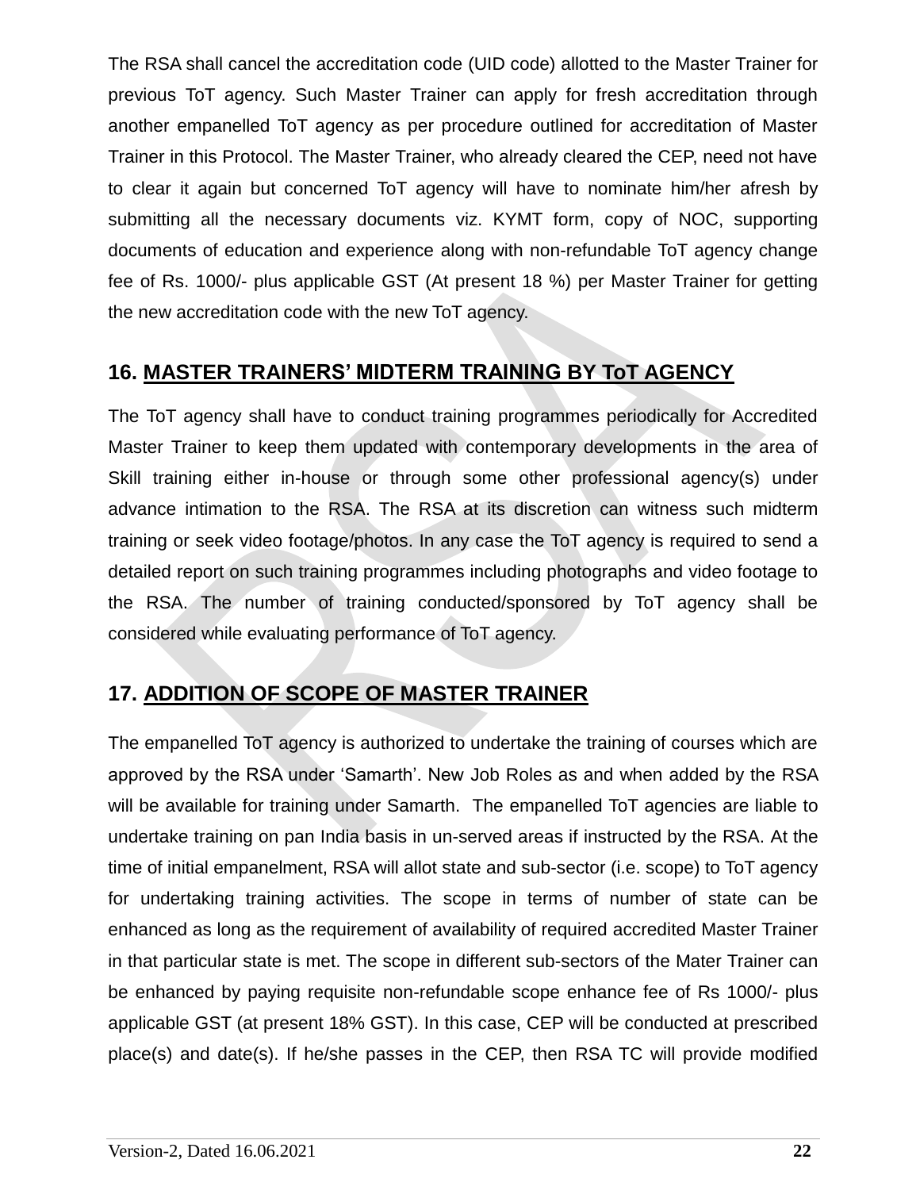The RSA shall cancel the accreditation code (UID code) allotted to the Master Trainer for previous ToT agency. Such Master Trainer can apply for fresh accreditation through another empanelled ToT agency as per procedure outlined for accreditation of Master Trainer in this Protocol. The Master Trainer, who already cleared the CEP, need not have to clear it again but concerned ToT agency will have to nominate him/her afresh by submitting all the necessary documents viz. KYMT form, copy of NOC, supporting documents of education and experience along with non-refundable ToT agency change fee of Rs. 1000/- plus applicable GST (At present 18 %) per Master Trainer for getting the new accreditation code with the new ToT agency.

## 16. MASTER TRAINERS' MIDTERM TRAINING BY ToT AGENCY

The ToT agency shall have to conduct training programmes periodically for Accredited Master Trainer to keep them updated with contemporary developments in the area of Skill training either in-house or through some other professional agency(s) under advance intimation to the RSA. The RSA at its discretion can witness such midterm training or seek video footage/photos. In any case the ToT agency is required to send a detailed report on such training programmes including photographs and video footage to the RSA. The number of training conducted/sponsored by ToT agency shall be considered while evaluating performance of ToT agency.

## 17. ADDITION OF SCOPE OF MASTER TRAINER

The empanelled ToT agency is authorized to undertake the training of courses which are approved by the RSA under 'Samarth'. New Job Roles as and when added by the RSA will be available for training under Samarth. The empanelled ToT agencies are liable to undertake training on pan India basis in un-served areas if instructed by the RSA. At the time of initial empanelment, RSA will allot state and sub-sector (i.e. scope) to ToT agency for undertaking training activities. The scope in terms of number of state can be enhanced as long as the requirement of availability of required accredited Master Trainer in that particular state is met. The scope in different sub-sectors of the Mater Trainer can be enhanced by paying requisite non-refundable scope enhance fee of Rs 1000/- plus applicable GST (at present 18% GST). In this case, CEP will be conducted at prescribed place(s) and date(s). If he/she passes in the CEP, then RSA TC will provide modified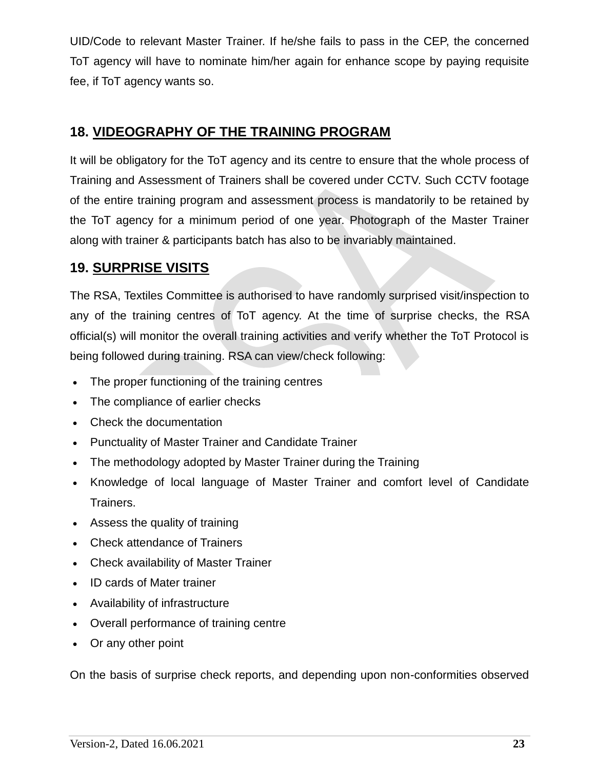UID/Code to relevant Master Trainer. If he/she fails to pass in the CEP, the concerned ToT agency will have to nominate him/her again for enhance scope by paying requisite fee, if ToT agency wants so.

## 18. VIDEOGRAPHY OF THE TRAINING PROGRAM

It will be obligatory for the ToT agency and its centre to ensure that the whole process of Training and Assessment of Trainers shall be covered under CCTV. Such CCTV footage of the entire training program and assessment process is mandatorily to be retained by the ToT agency for a minimum period of one year. Photograph of the Master Trainer along with trainer & participants batch has also to be invariably maintained.

## 19. SURPRISE VISITS

The RSA, Textiles Committee is authorised to have randomly surprised visit/inspection to any of the training centres of ToT agency. At the time of surprise checks, the RSA official(s) will monitor the overall training activities and verify whether the ToT Protocol is being followed during training. RSA can view/check following:

- The proper functioning of the training centres
- The compliance of earlier checks
- Check the documentation
- Punctuality of Master Trainer and Candidate Trainer
- The methodology adopted by Master Trainer during the Training
- Knowledge of local language of Master Trainer and comfort level of Candidate Trainers.
- Assess the quality of training
- Check attendance of Trainers
- Check availability of Master Trainer
- ID cards of Mater trainer
- Availability of infrastructure
- Overall performance of training centre
- Or any other point

On the basis of surprise check reports, and depending upon non-conformities observed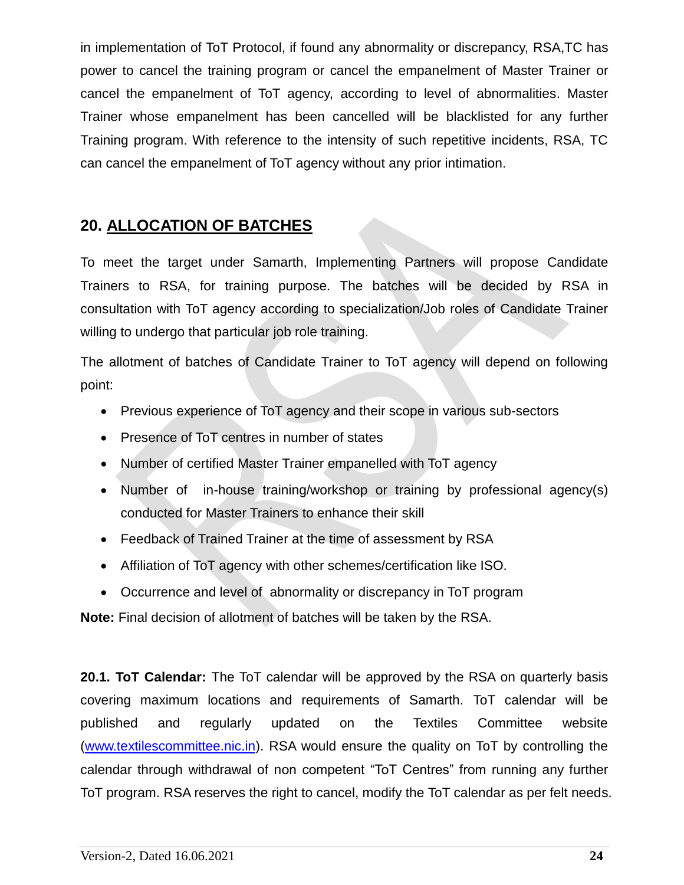in implementation of ToT Protocol, if found any abnormality or discrepancy, RSA,TC has power to cancel the training program or cancel the empanelment of Master Trainer or cancel the empanelment of ToT agency, according to level of abnormalities. Master Trainer whose empanelment has been cancelled will be blacklisted for any further Training program. With reference to the intensity of such repetitive incidents, RSA, TC can cancel the empanelment of ToT agency without any prior intimation.

## 20. ALLOCATION OF BATCHES

To meet the target under Samarth, Implementing Partners will propose Candidate Trainers to RSA, for training purpose. The batches will be decided by RSA in consultation with ToT agency according to specialization/Job roles of Candidate Trainer willing to undergo that particular job role training.

The allotment of batches of Candidate Trainer to ToT agency will depend on following point:

- Previous experience of ToT agency and their scope in various sub-sectors
- Presence of ToT centres in number of states
- Number of certified Master Trainer empanelled with ToT agency
- Number of in-house training/workshop or training by professional agency(s) conducted for Master Trainers to enhance their skill
- Feedback of Trained Trainer at the time of assessment by RSA
- Affiliation of ToT agency with other schemes/certification like ISO.
- Occurrence and level of abnormality or discrepancy in ToT program

**Note:** Final decision of allotment of batches will be taken by the RSA.

**20.1. ToT Calendar:** The ToT calendar will be approved by the RSA on quarterly basis covering maximum locations and requirements of Samarth. ToT calendar will be published and regularly updated on the Textiles Committee website (www.textilescommittee.nic.in). RSA would ensure the quality on ToT by controlling the calendar through withdrawal of non competent "ToT Centres" from running any further ToT program. RSA reserves the right to cancel, modify the ToT calendar as per felt needs.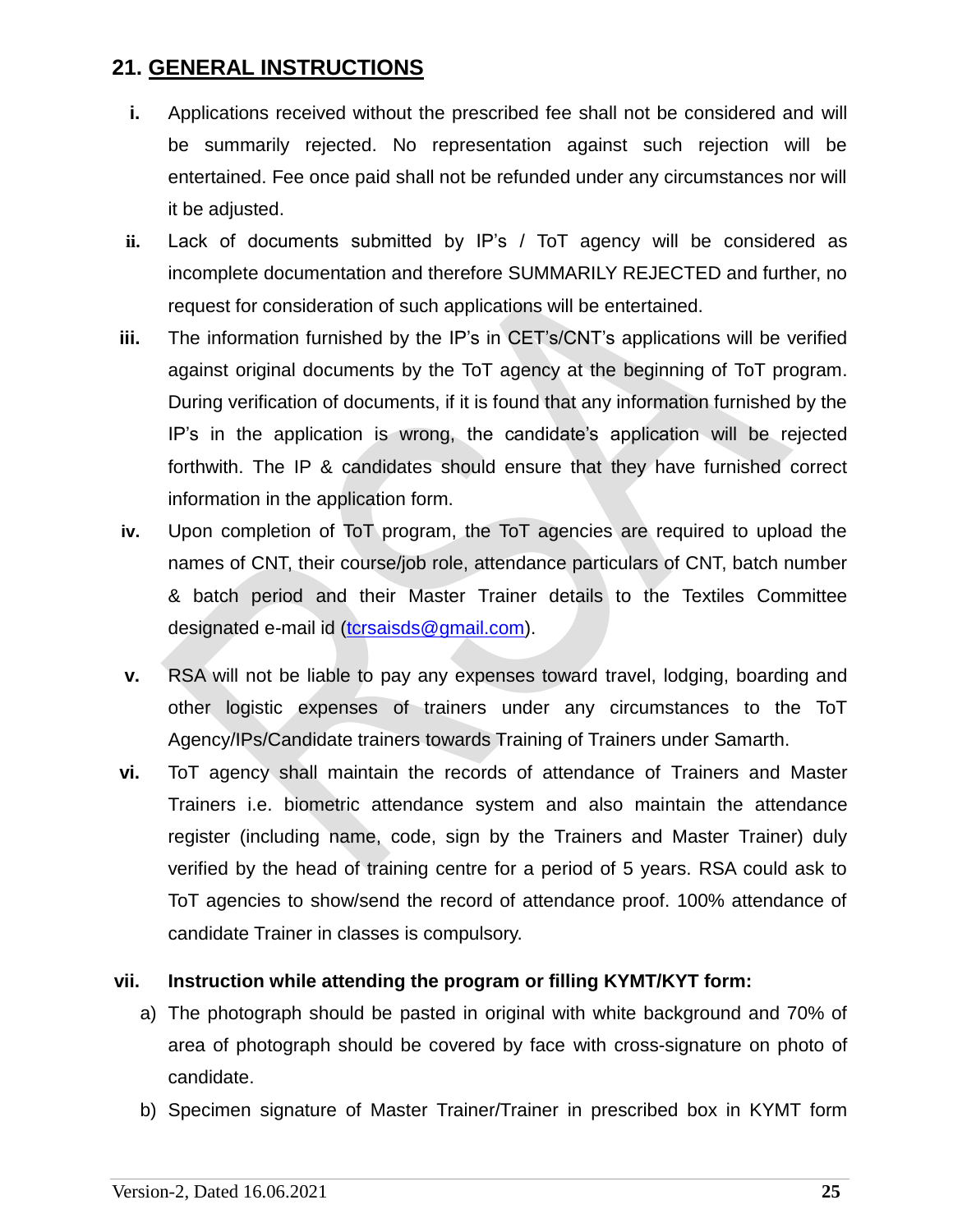## 21. GENERAL INSTRUCTIONS

i. Applications received without the prescribed fee shall not be considered and will be summarily rejected. No representation against such rejection will be entertained. Fee once paid shall not be refunded under any circumstances nor will it be adjusted.

ii. Lack of documents submitted by IP's / ToT agency will be considered as incomplete documentation and therefore SUMMARILY REJECTED and further, no request for consideration of such applications will be entertained.

iii. The information furnished by the IP's in CET's/CNT's applications will be verified against original documents by the ToT agency at the beginning of ToT program. During verification of documents, if it is found that any information furnished by the IP's in the application is wrong, the candidate's application will be rejected forthwith. The IP & candidates should ensure that they have furnished correct information in the application form.

iv. Upon completion of ToT program, the ToT agencies are required to upload the names of CNT, their course/job role, attendance particulars of CNT, batch number & batch period and their Master Trainer details to the Textiles Committee designated e-mail id (tcrsaisds@gmail.com).

v. RSA will not be liable to pay any expenses toward travel, lodging, boarding and other logistic expenses of trainers under any circumstances to the ToT Agency/IPs/Candidate trainers towards Training of Trainers under Samarth.

vi. ToT agency shall maintain the records of attendance of Trainers and Master Trainers i.e. biometric attendance system and also maintain the attendance register (including name, code, sign by the Trainers and Master Trainer) duly verified by the head of training centre for a period of 5 years. RSA could ask to ToT agencies to show/send the record of attendance proof. 100% attendance of candidate Trainer in classes is compulsory.

vii. **Instruction while attending the program or filling KYMT/KYT form:**

a) The photograph should be pasted in original with white background and 70% of area of photograph should be covered by face with cross-signature on photo of candidate.

b) Specimen signature of Master Trainer/Trainer in prescribed box in KYMT form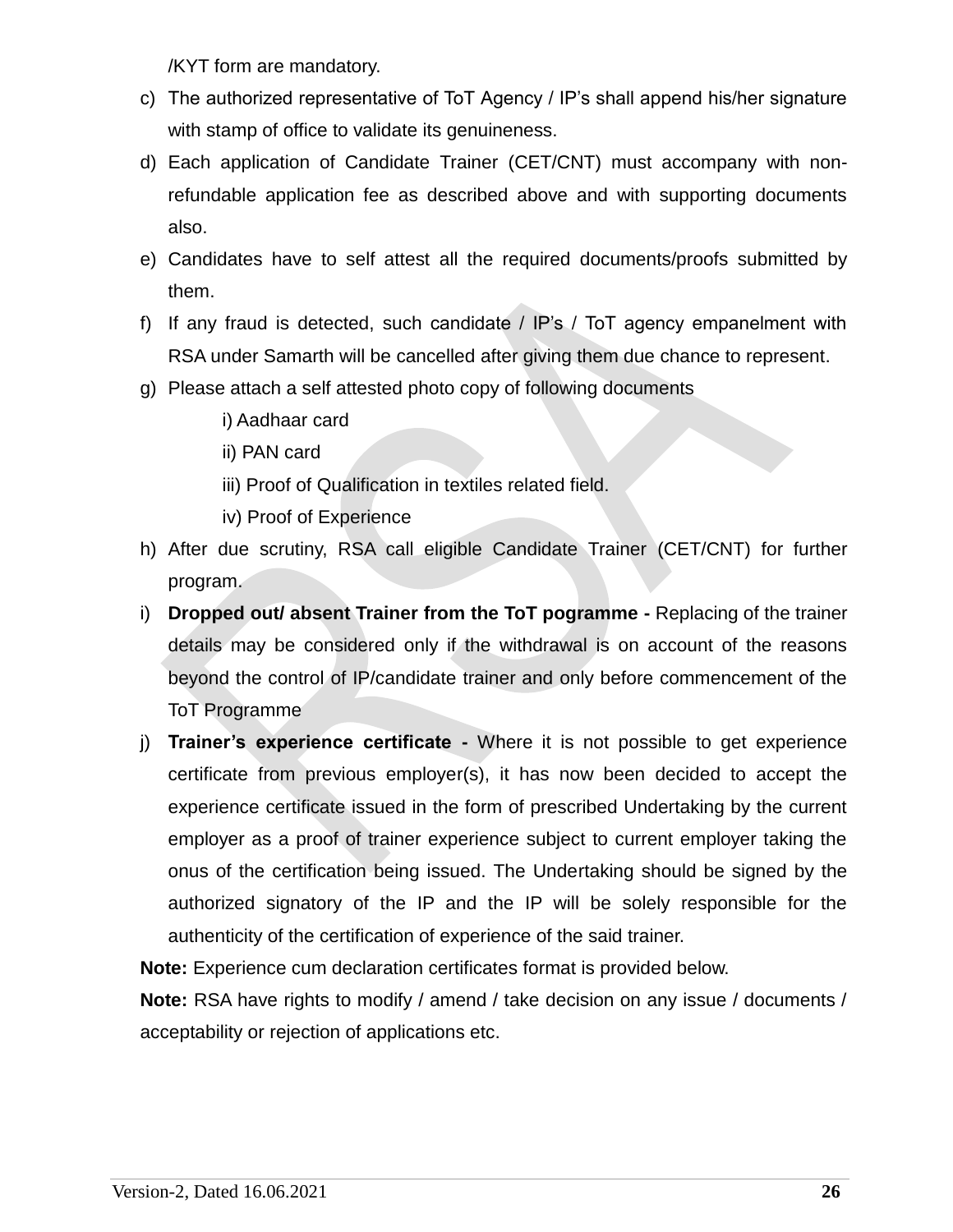/KYT form are mandatory.

c) The authorized representative of ToT Agency / IP's shall append his/her signature with stamp of office to validate its genuineness.
d) Each application of Candidate Trainer (CET/CNT) must accompany with non-refundable application fee as described above and with supporting documents also.
e) Candidates have to self attest all the required documents/proofs submitted by them.
f) If any fraud is detected, such candidate / IP's / ToT agency empanelment with RSA under Samarth will be cancelled after giving them due chance to represent.
g) Please attach a self attested photo copy of following documents
   - i) Aadhaar card
   - ii) PAN card
   - iii) Proof of Qualification in textiles related field.
   - iv) Proof of Experience
h) After due scrutiny, RSA call eligible Candidate Trainer (CET/CNT) for further program.
i) **Dropped out/ absent Trainer from the ToT pogramme -** Replacing of the trainer details may be considered only if the withdrawal is on account of the reasons beyond the control of IP/candidate trainer and only before commencement of the ToT Programme
j) **Trainer's experience certificate -** Where it is not possible to get experience certificate from previous employer(s), it has now been decided to accept the experience certificate issued in the form of prescribed Undertaking by the current employer as a proof of trainer experience subject to current employer taking the onus of the certification being issued. The Undertaking should be signed by the authorized signatory of the IP and the IP will be solely responsible for the authenticity of the certification of experience of the said trainer.

**Note:** Experience cum declaration certificates format is provided below.

**Note:** RSA have rights to modify / amend / take decision on any issue / documents / acceptability or rejection of applications etc.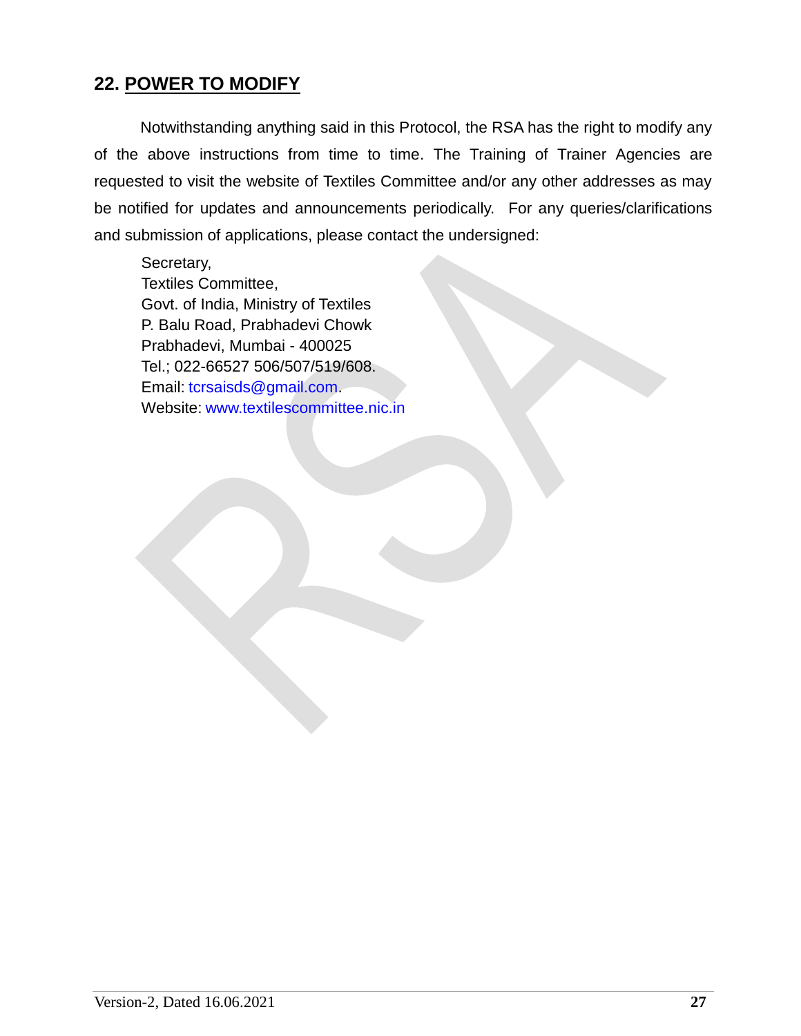## 22. POWER TO MODIFY

Notwithstanding anything said in this Protocol, the RSA has the right to modify any of the above instructions from time to time. The Training of Trainer Agencies are requested to visit the website of Textiles Committee and/or any other addresses as may be notified for updates and announcements periodically. For any queries/clarifications and submission of applications, please contact the undersigned:

Secretary,
Textiles Committee,
Govt. of India, Ministry of Textiles
P. Balu Road, Prabhadevi Chowk
Prabhadevi, Mumbai - 400025
Tel.; 022-66527 506/507/519/608.
Email: tcrsaisds@gmail.com.
Website: www.textilescommittee.nic.in

Version-2, Dated 16.06.2021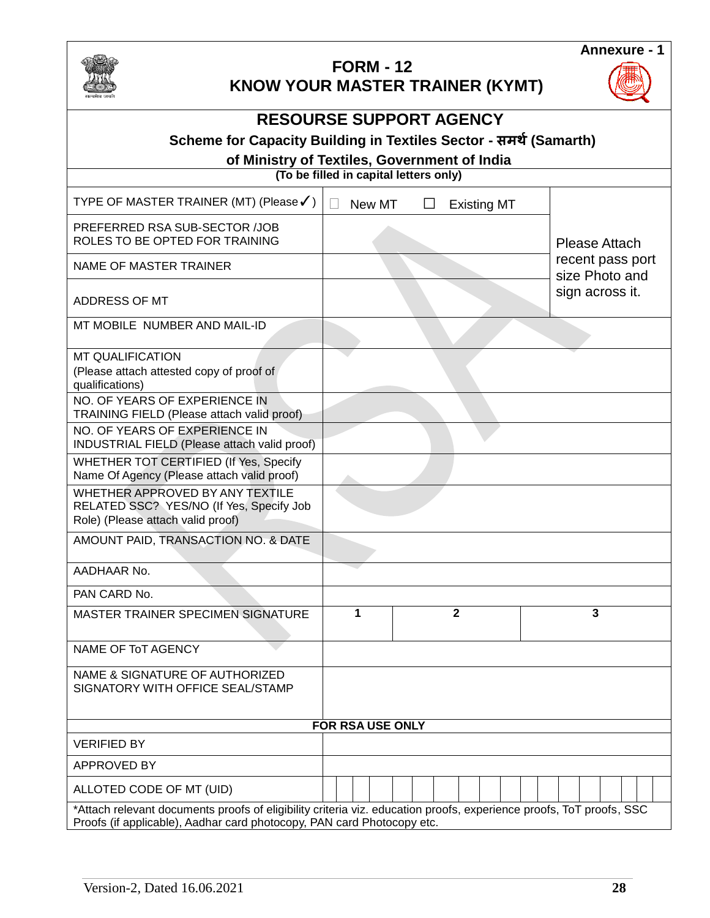Annexure - 1

# FORM - 12
# KNOW YOUR MASTER TRAINER (KYMT)

## RESOURSE SUPPORT AGENCY

**Scheme for Capacity Building in Textiles Sector - समर्थ (Samarth)**

**of Ministry of Textiles, Government of India**

**(To be filled in capital letters only)**

| | | |
|---|---|---|
| TYPE OF MASTER TRAINER (MT) (Please ✓) | ☐ New MT ☐ Existing MT | Please Attach recent pass port size Photo and sign across it. |
| PREFERRED RSA SUB-SECTOR /JOB ROLES TO BE OPTED FOR TRAINING | | |
| NAME OF MASTER TRAINER | | |
| ADDRESS OF MT | | |
| MT MOBILE NUMBER AND MAIL-ID | | |
| MT QUALIFICATION (Please attach attested copy of proof of qualifications) | | |
| NO. OF YEARS OF EXPERIENCE IN TRAINING FIELD (Please attach valid proof) | | |
| NO. OF YEARS OF EXPERIENCE IN INDUSTRIAL FIELD (Please attach valid proof) | | |
| WHETHER TOT CERTIFIED (If Yes, Specify Name Of Agency (Please attach valid proof) | | |
| WHETHER APPROVED BY ANY TEXTILE RELATED SSC? YES/NO (If Yes, Specify Job Role) (Please attach valid proof) | | |
| AMOUNT PAID, TRANSACTION NO. & DATE | | |
| AADHAAR No. | | |
| PAN CARD No. | | |
| MASTER TRAINER SPECIMEN SIGNATURE | 1 &nbsp;&nbsp;&nbsp; 2 &nbsp;&nbsp;&nbsp; 3 | |
| NAME OF ToT AGENCY | | |
| NAME & SIGNATURE OF AUTHORIZED SIGNATORY WITH OFFICE SEAL/STAMP | | |
| **FOR RSA USE ONLY** | | |
| VERIFIED BY | | |
| APPROVED BY | | |
| ALLOTED CODE OF MT (UID) | | |

*Attach relevant documents proofs of eligibility criteria viz. education proofs, experience proofs, ToT proofs, SSC Proofs (if applicable), Aadhar card photocopy, PAN card Photocopy etc.

Version-2, Dated 16.06.2021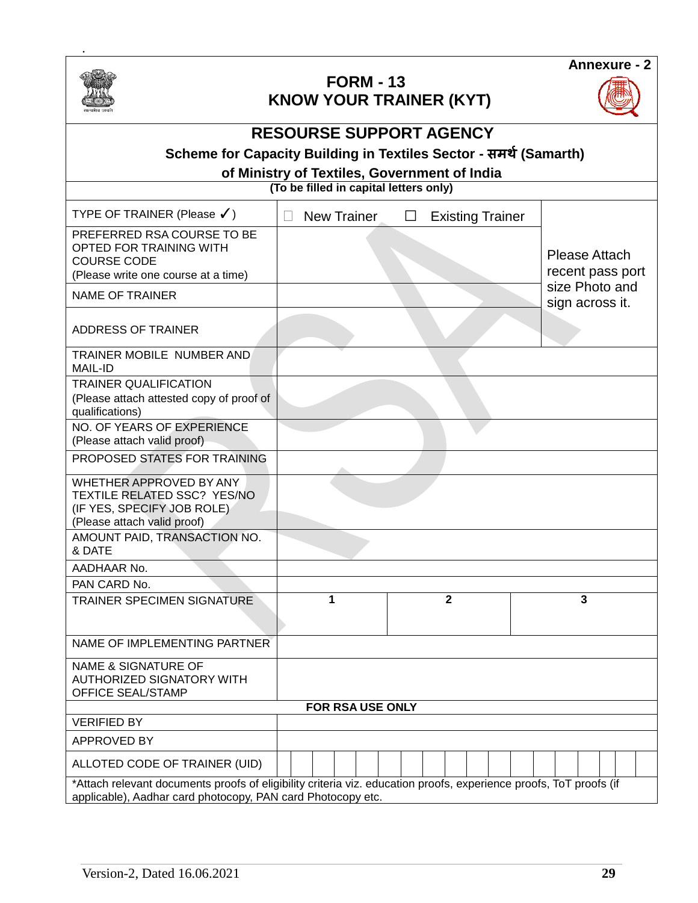Annexure - 2

# FORM - 13
# KNOW YOUR TRAINER (KYT)

## RESOURSE SUPPORT AGENCY

### Scheme for Capacity Building in Textiles Sector - समर्थ (Samarth)

### of Ministry of Textiles, Government of India

**(To be filled in capital letters only)**

| | | | | |
|---|---|---|---|---|
| TYPE OF TRAINER (Please ✓) | ☐ New Trainer ☐ Existing Trainer | | | Please Attach recent pass port size Photo and sign across it. |
| PREFERRED RSA COURSE TO BE OPTED FOR TRAINING WITH COURSE CODE (Please write one course at a time) | | | | |
| NAME OF TRAINER | | | | |
| ADDRESS OF TRAINER | | | | |
| TRAINER MOBILE NUMBER AND MAIL-ID | | | | |
| TRAINER QUALIFICATION (Please attach attested copy of proof of qualifications) | | | | |
| NO. OF YEARS OF EXPERIENCE (Please attach valid proof) | | | | |
| PROPOSED STATES FOR TRAINING | | | | |
| WHETHER APPROVED BY ANY TEXTILE RELATED SSC? YES/NO (IF YES, SPECIFY JOB ROLE) (Please attach valid proof) | | | | |
| AMOUNT PAID, TRANSACTION NO. & DATE | | | | |
| AADHAAR No. | | | | |
| PAN CARD No. | | | | |
| TRAINER SPECIMEN SIGNATURE | 1 | 2 | 3 | |
| NAME OF IMPLEMENTING PARTNER | | | | |
| NAME & SIGNATURE OF AUTHORIZED SIGNATORY WITH OFFICE SEAL/STAMP | | | | |
| **FOR RSA USE ONLY** | | | | |
| VERIFIED BY | | | | |
| APPROVED BY | | | | |
| ALLOTED CODE OF TRAINER (UID) | | | | |

*Attach relevant documents proofs of eligibility criteria viz. education proofs, experience proofs, ToT proofs (if applicable), Aadhar card photocopy, PAN card Photocopy etc.

Version-2, Dated 16.06.2021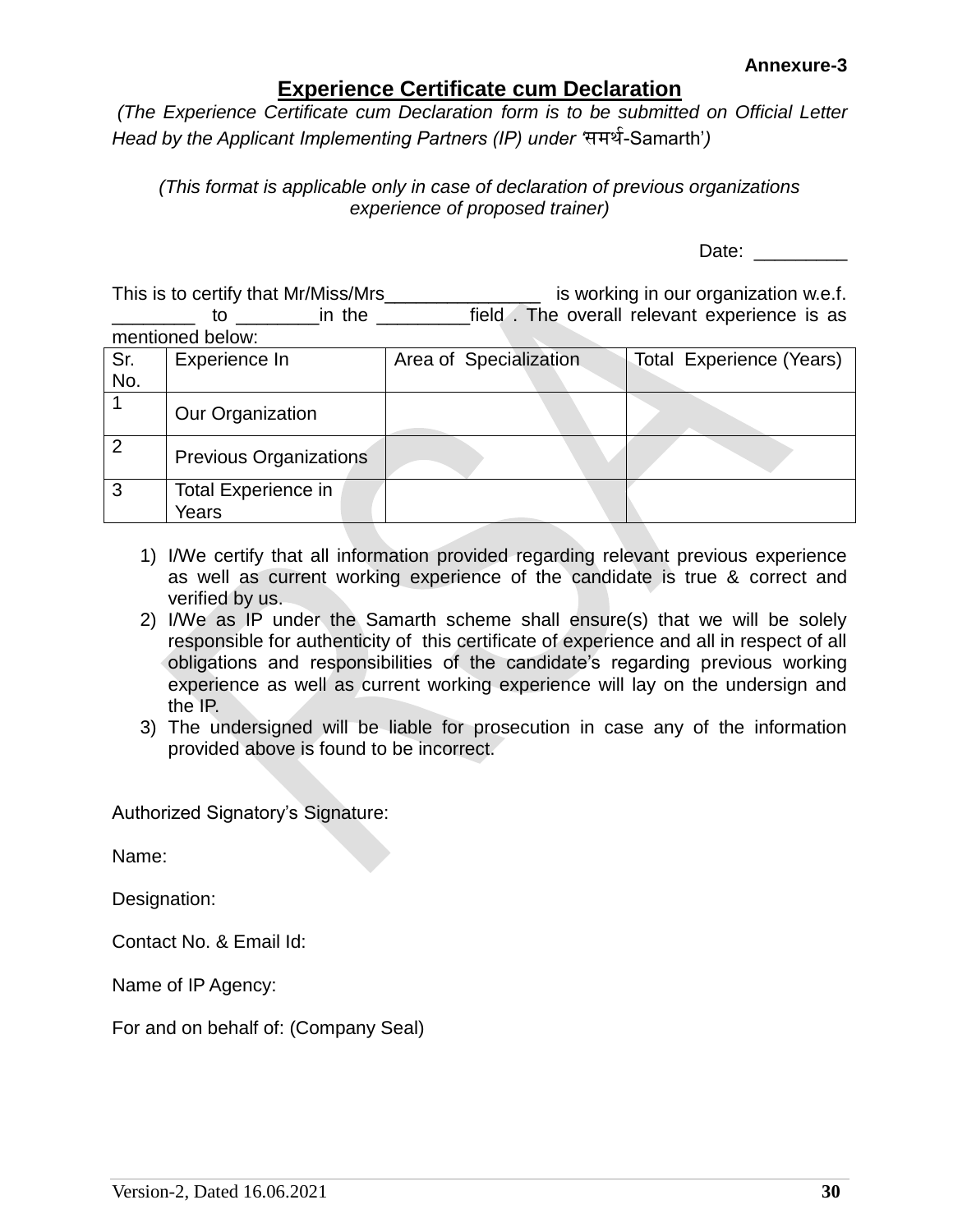**Annexure-3**

## Experience Certificate cum Declaration

*(The Experience Certificate cum Declaration form is to be submitted on Official Letter Head by the Applicant Implementing Partners (IP) under 'समर्थ-Samarth')*

*(This format is applicable only in case of declaration of previous organizations experience of proposed trainer)*

Date: _________

This is to certify that Mr/Miss/Mrs_______________ is working in our organization w.e.f. ________ to ________in the _________field . The overall relevant experience is as mentioned below:

| Sr. No. | Experience In | Area of Specialization | Total Experience (Years) |
|---|---|---|---|
| 1 | Our Organization | | |
| 2 | Previous Organizations | | |
| 3 | Total Experience in Years | | |

1) I/We certify that all information provided regarding relevant previous experience as well as current working experience of the candidate is true & correct and verified by us.
2) I/We as IP under the Samarth scheme shall ensure(s) that we will be solely responsible for authenticity of this certificate of experience and all in respect of all obligations and responsibilities of the candidate's regarding previous working experience as well as current working experience will lay on the undersign and the IP.
3) The undersigned will be liable for prosecution in case any of the information provided above is found to be incorrect.

Authorized Signatory's Signature:

Name:

Designation:

Contact No. & Email Id:

Name of IP Agency:

For and on behalf of: (Company Seal)